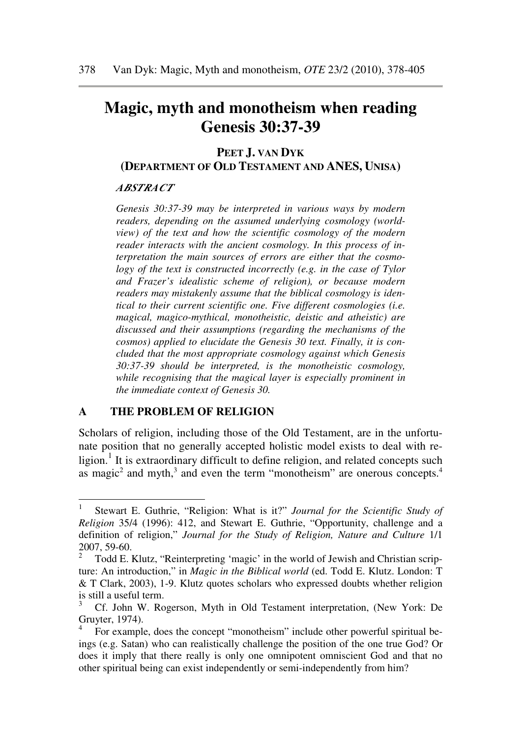# Magic, myth and monotheism when reading Genesis 30:37-39

**PEET J. VAN DYK**
**(DEPARTMENT OF OLD TESTAMENT AND ANES, UNISA)**

***ABSTRACT***

*Genesis 30:37-39 may be interpreted in various ways by modern readers, depending on the assumed underlying cosmology (world-view) of the text and how the scientific cosmology of the modern reader interacts with the ancient cosmology. In this process of interpretation the main sources of errors are either that the cosmology of the text is constructed incorrectly (e.g. in the case of Tylor and Frazer's idealistic scheme of religion), or because modern readers may mistakenly assume that the biblical cosmology is identical to their current scientific one. Five different cosmologies (i.e. magical, magico-mythical, monotheistic, deistic and atheistic) are discussed and their assumptions (regarding the mechanisms of the cosmos) applied to elucidate the Genesis 30 text. Finally, it is concluded that the most appropriate cosmology against which Genesis 30:37-39 should be interpreted, is the monotheistic cosmology, while recognising that the magical layer is especially prominent in the immediate context of Genesis 30.*

## A THE PROBLEM OF RELIGION

Scholars of religion, including those of the Old Testament, are in the unfortunate position that no generally accepted holistic model exists to deal with religion.[1] It is extraordinary difficult to define religion, and related concepts such as magic[2] and myth,[3] and even the term "monotheism" are onerous concepts.[4]

---

[1] Stewart E. Guthrie, "Religion: What is it?" *Journal for the Scientific Study of Religion* 35/4 (1996): 412, and Stewart E. Guthrie, "Opportunity, challenge and a definition of religion," *Journal for the Study of Religion, Nature and Culture* 1/1 2007, 59-60.

[2] Todd E. Klutz, "Reinterpreting 'magic' in the world of Jewish and Christian scripture: An introduction," in *Magic in the Biblical world* (ed. Todd E. Klutz. London: T & T Clark, 2003), 1-9. Klutz quotes scholars who expressed doubts whether religion is still a useful term.

[3] Cf. John W. Rogerson, Myth in Old Testament interpretation, (New York: De Gruyter, 1974).

[4] For example, does the concept "monotheism" include other powerful spiritual beings (e.g. Satan) who can realistically challenge the position of the one true God? Or does it imply that there really is only one omnipotent omniscient God and that no other spiritual being can exist independently or semi-independently from him?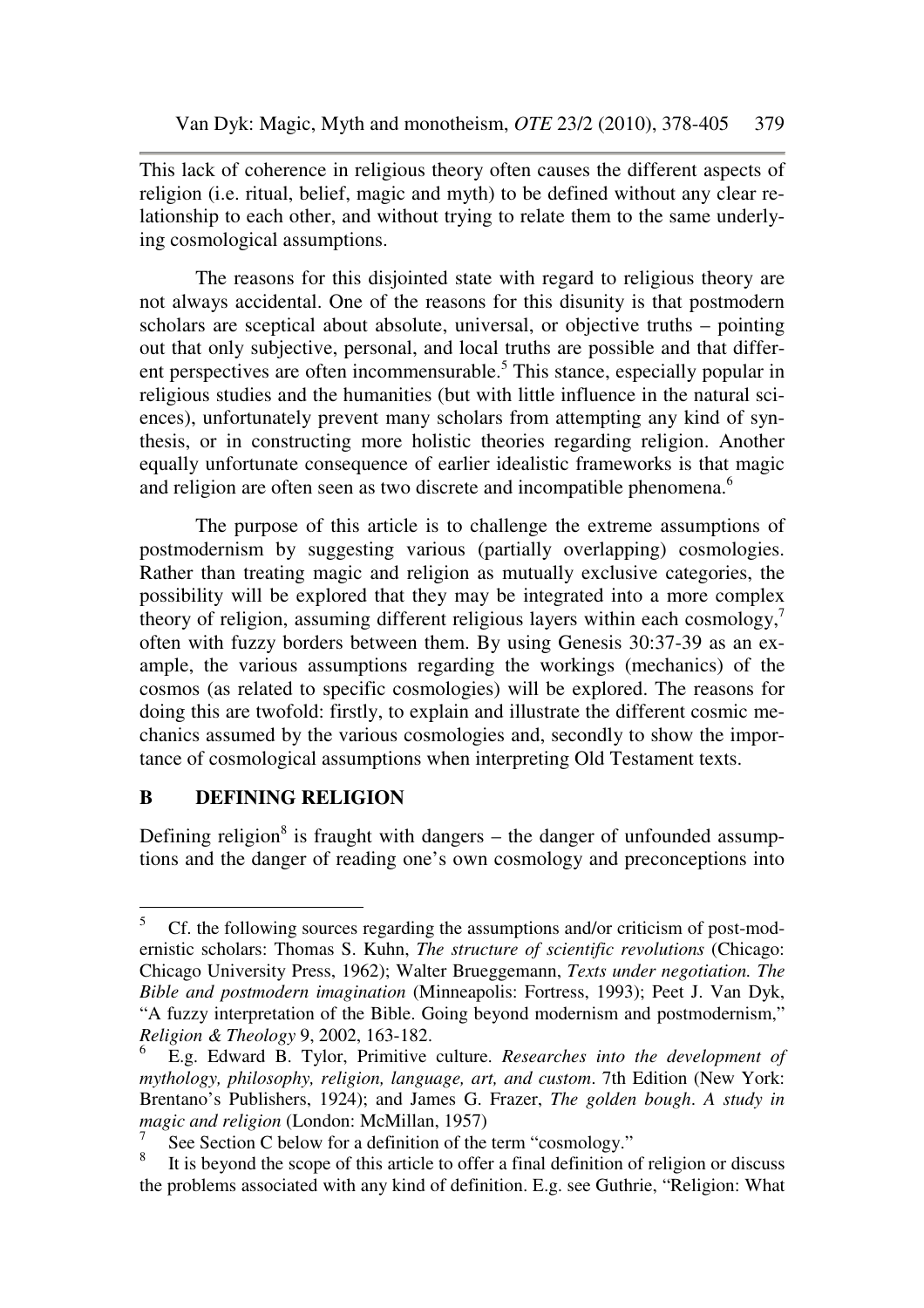This lack of coherence in religious theory often causes the different aspects of religion (i.e. ritual, belief, magic and myth) to be defined without any clear relationship to each other, and without trying to relate them to the same underlying cosmological assumptions.

The reasons for this disjointed state with regard to religious theory are not always accidental. One of the reasons for this disunity is that postmodern scholars are sceptical about absolute, universal, or objective truths – pointing out that only subjective, personal, and local truths are possible and that different perspectives are often incommensurable.[5] This stance, especially popular in religious studies and the humanities (but with little influence in the natural sciences), unfortunately prevent many scholars from attempting any kind of synthesis, or in constructing more holistic theories regarding religion. Another equally unfortunate consequence of earlier idealistic frameworks is that magic and religion are often seen as two discrete and incompatible phenomena.[6]

The purpose of this article is to challenge the extreme assumptions of postmodernism by suggesting various (partially overlapping) cosmologies. Rather than treating magic and religion as mutually exclusive categories, the possibility will be explored that they may be integrated into a more complex theory of religion, assuming different religious layers within each cosmology,[7] often with fuzzy borders between them. By using Genesis 30:37-39 as an example, the various assumptions regarding the workings (mechanics) of the cosmos (as related to specific cosmologies) will be explored. The reasons for doing this are twofold: firstly, to explain and illustrate the different cosmic mechanics assumed by the various cosmologies and, secondly to show the importance of cosmological assumptions when interpreting Old Testament texts.

## B DEFINING RELIGION

Defining religion[8] is fraught with dangers – the danger of unfounded assumptions and the danger of reading one's own cosmology and preconceptions into

---

[5] Cf. the following sources regarding the assumptions and/or criticism of post-modernistic scholars: Thomas S. Kuhn, *The structure of scientific revolutions* (Chicago: Chicago University Press, 1962); Walter Brueggemann, *Texts under negotiation. The Bible and postmodern imagination* (Minneapolis: Fortress, 1993); Peet J. Van Dyk, "A fuzzy interpretation of the Bible. Going beyond modernism and postmodernism," *Religion & Theology* 9, 2002, 163-182.

[6] E.g. Edward B. Tylor, Primitive culture. *Researches into the development of mythology, philosophy, religion, language, art, and custom*. 7th Edition (New York: Brentano's Publishers, 1924); and James G. Frazer, *The golden bough. A study in magic and religion* (London: McMillan, 1957)

[7] See Section C below for a definition of the term "cosmology."

[8] It is beyond the scope of this article to offer a final definition of religion or discuss the problems associated with any kind of definition. E.g. see Guthrie, "Religion: What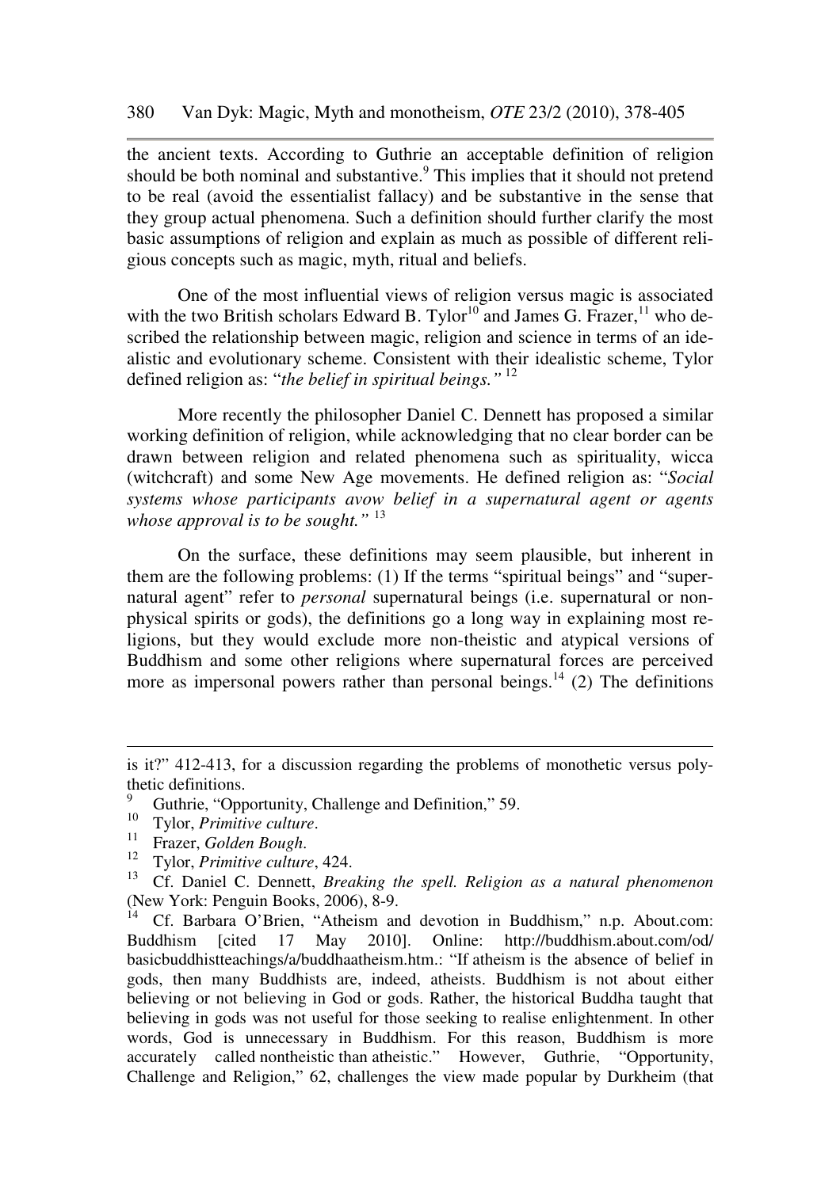the ancient texts. According to Guthrie an acceptable definition of religion should be both nominal and substantive.[9] This implies that it should not pretend to be real (avoid the essentialist fallacy) and be substantive in the sense that they group actual phenomena. Such a definition should further clarify the most basic assumptions of religion and explain as much as possible of different religious concepts such as magic, myth, ritual and beliefs.

One of the most influential views of religion versus magic is associated with the two British scholars Edward B. Tylor[10] and James G. Frazer,[11] who described the relationship between magic, religion and science in terms of an idealistic and evolutionary scheme. Consistent with their idealistic scheme, Tylor defined religion as: "*the belief in spiritual beings.*"[12]

More recently the philosopher Daniel C. Dennett has proposed a similar working definition of religion, while acknowledging that no clear border can be drawn between religion and related phenomena such as spirituality, wicca (witchcraft) and some New Age movements. He defined religion as: "*Social systems whose participants avow belief in a supernatural agent or agents whose approval is to be sought.*"[13]

On the surface, these definitions may seem plausible, but inherent in them are the following problems: (1) If the terms "spiritual beings" and "supernatural agent" refer to *personal* supernatural beings (i.e. supernatural or non-physical spirits or gods), the definitions go a long way in explaining most religions, but they would exclude more non-theistic and atypical versions of Buddhism and some other religions where supernatural forces are perceived more as impersonal powers rather than personal beings.[14] (2) The definitions

---

is it?" 412-413, for a discussion regarding the problems of monothetic versus polythetic definitions.

[9] Guthrie, "Opportunity, Challenge and Definition," 59.

[10] Tylor, *Primitive culture*.

[11] Frazer, *Golden Bough*.

[12] Tylor, *Primitive culture*, 424.

[13] Cf. Daniel C. Dennett, *Breaking the spell. Religion as a natural phenomenon* (New York: Penguin Books, 2006), 8-9.

[14] Cf. Barbara O'Brien, "Atheism and devotion in Buddhism," n.p. About.com: Buddhism [cited 17 May 2010]. Online: http://buddhism.about.com/od/basicbuddhistteachings/a/buddhaatheism.htm.: "If atheism is the absence of belief in gods, then many Buddhists are, indeed, atheists. Buddhism is not about either believing or not believing in God or gods. Rather, the historical Buddha taught that believing in gods was not useful for those seeking to realise enlightenment. In other words, God is unnecessary in Buddhism. For this reason, Buddhism is more accurately called nontheistic than atheistic." However, Guthrie, "Opportunity, Challenge and Religion," 62, challenges the view made popular by Durkheim (that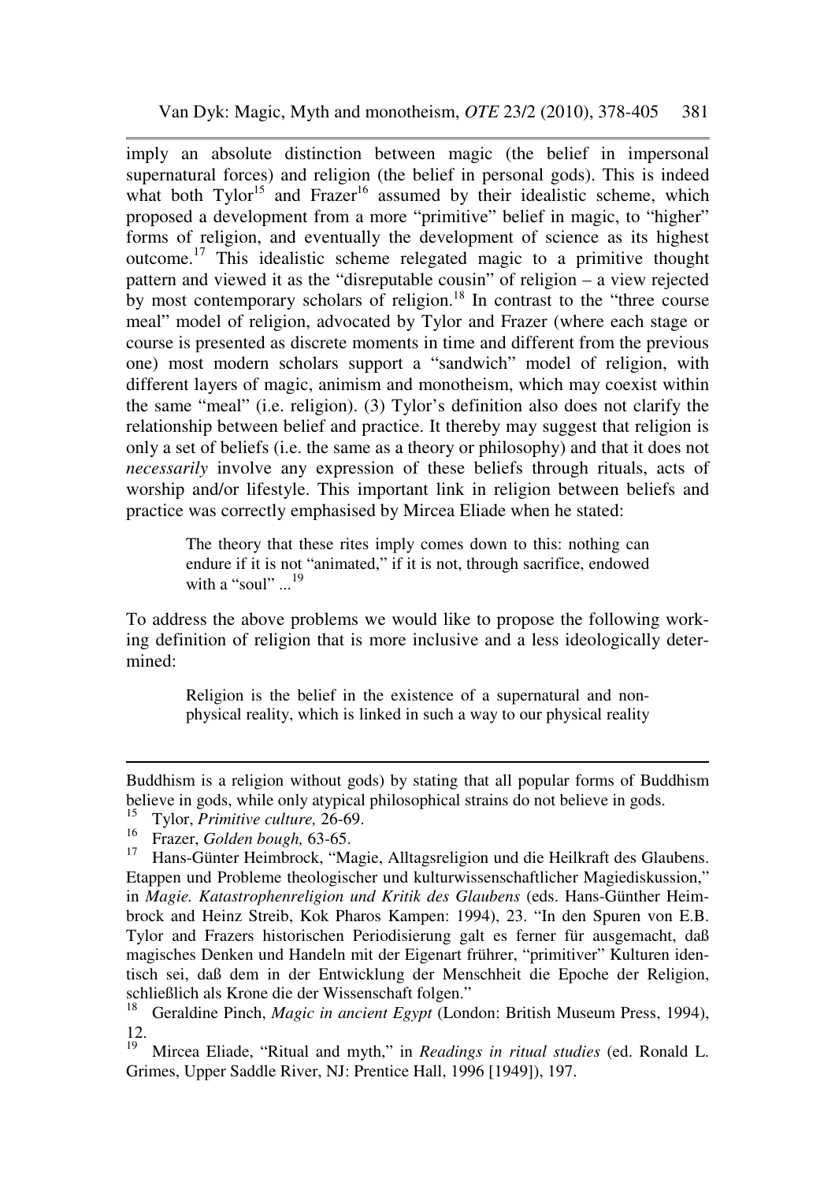imply an absolute distinction between magic (the belief in impersonal supernatural forces) and religion (the belief in personal gods). This is indeed what both Tylor[15] and Frazer[16] assumed by their idealistic scheme, which proposed a development from a more "primitive" belief in magic, to "higher" forms of religion, and eventually the development of science as its highest outcome.[17] This idealistic scheme relegated magic to a primitive thought pattern and viewed it as the "disreputable cousin" of religion – a view rejected by most contemporary scholars of religion.[18] In contrast to the "three course meal" model of religion, advocated by Tylor and Frazer (where each stage or course is presented as discrete moments in time and different from the previous one) most modern scholars support a "sandwich" model of religion, with different layers of magic, animism and monotheism, which may coexist within the same "meal" (i.e. religion). (3) Tylor's definition also does not clarify the relationship between belief and practice. It thereby may suggest that religion is only a set of beliefs (i.e. the same as a theory or philosophy) and that it does not *necessarily* involve any expression of these beliefs through rituals, acts of worship and/or lifestyle. This important link in religion between beliefs and practice was correctly emphasised by Mircea Eliade when he stated:

> The theory that these rites imply comes down to this: nothing can endure if it is not "animated," if it is not, through sacrifice, endowed with a "soul" ...[19]

To address the above problems we would like to propose the following working definition of religion that is more inclusive and a less ideologically determined:

> Religion is the belief in the existence of a supernatural and non-physical reality, which is linked in such a way to our physical reality

---

Buddhism is a religion without gods) by stating that all popular forms of Buddhism believe in gods, while only atypical philosophical strains do not believe in gods.

[15] Tylor, *Primitive culture,* 26-69.

[16] Frazer, *Golden bough,* 63-65.

[17] Hans-Günter Heimbrock, "Magie, Alltagsreligion und die Heilkraft des Glaubens. Etappen und Probleme theologischer und kulturwissenschaftlicher Magiediskussion," in *Magie. Katastrophenreligion und Kritik des Glaubens* (eds. Hans-Günther Heimbrock and Heinz Streib, Kok Pharos Kampen: 1994), 23. "In den Spuren von E.B. Tylor and Frazers historischen Periodisierung galt es ferner für ausgemacht, daß magisches Denken und Handeln mit der Eigenart früher, "primitiver" Kulturen identisch sei, daß dem in der Entwicklung der Menschheit die Epoche der Religion, schließlich als Krone die der Wissenschaft folgen."

[18] Geraldine Pinch, *Magic in ancient Egypt* (London: British Museum Press, 1994), 12.

[19] Mircea Eliade, "Ritual and myth," in *Readings in ritual studies* (ed. Ronald L. Grimes, Upper Saddle River, NJ: Prentice Hall, 1996 [1949]), 197.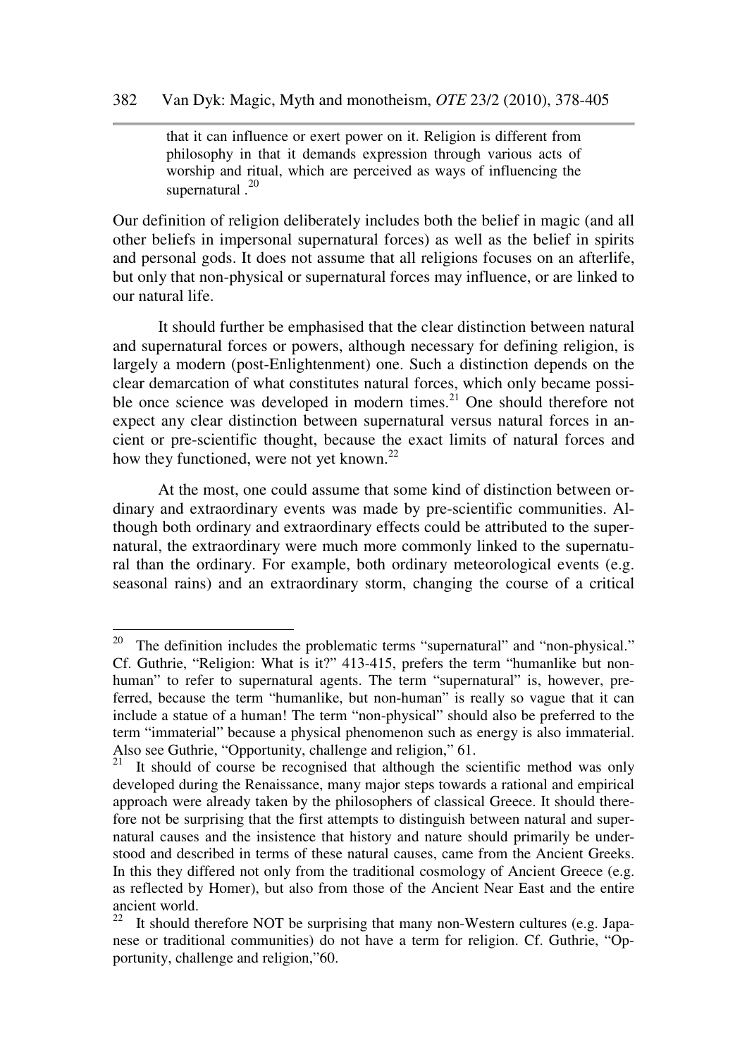> that it can influence or exert power on it. Religion is different from philosophy in that it demands expression through various acts of worship and ritual, which are perceived as ways of influencing the supernatural .[20]

Our definition of religion deliberately includes both the belief in magic (and all other beliefs in impersonal supernatural forces) as well as the belief in spirits and personal gods. It does not assume that all religions focuses on an afterlife, but only that non-physical or supernatural forces may influence, or are linked to our natural life.

It should further be emphasised that the clear distinction between natural and supernatural forces or powers, although necessary for defining religion, is largely a modern (post-Enlightenment) one. Such a distinction depends on the clear demarcation of what constitutes natural forces, which only became possible once science was developed in modern times.[21] One should therefore not expect any clear distinction between supernatural versus natural forces in ancient or pre-scientific thought, because the exact limits of natural forces and how they functioned, were not yet known.[22]

At the most, one could assume that some kind of distinction between ordinary and extraordinary events was made by pre-scientific communities. Although both ordinary and extraordinary effects could be attributed to the supernatural, the extraordinary were much more commonly linked to the supernatural than the ordinary. For example, both ordinary meteorological events (e.g. seasonal rains) and an extraordinary storm, changing the course of a critical

---

[20] The definition includes the problematic terms "supernatural" and "non-physical." Cf. Guthrie, "Religion: What is it?" 413-415, prefers the term "humanlike but non-human" to refer to supernatural agents. The term "supernatural" is, however, preferred, because the term "humanlike, but non-human" is really so vague that it can include a statue of a human! The term "non-physical" should also be preferred to the term "immaterial" because a physical phenomenon such as energy is also immaterial. Also see Guthrie, "Opportunity, challenge and religion," 61.

[21] It should of course be recognised that although the scientific method was only developed during the Renaissance, many major steps towards a rational and empirical approach were already taken by the philosophers of classical Greece. It should therefore not be surprising that the first attempts to distinguish between natural and supernatural causes and the insistence that history and nature should primarily be understood and described in terms of these natural causes, came from the Ancient Greeks. In this they differed not only from the traditional cosmology of Ancient Greece (e.g. as reflected by Homer), but also from those of the Ancient Near East and the entire ancient world.

[22] It should therefore NOT be surprising that many non-Western cultures (e.g. Japanese or traditional communities) do not have a term for religion. Cf. Guthrie, "Opportunity, challenge and religion,"60.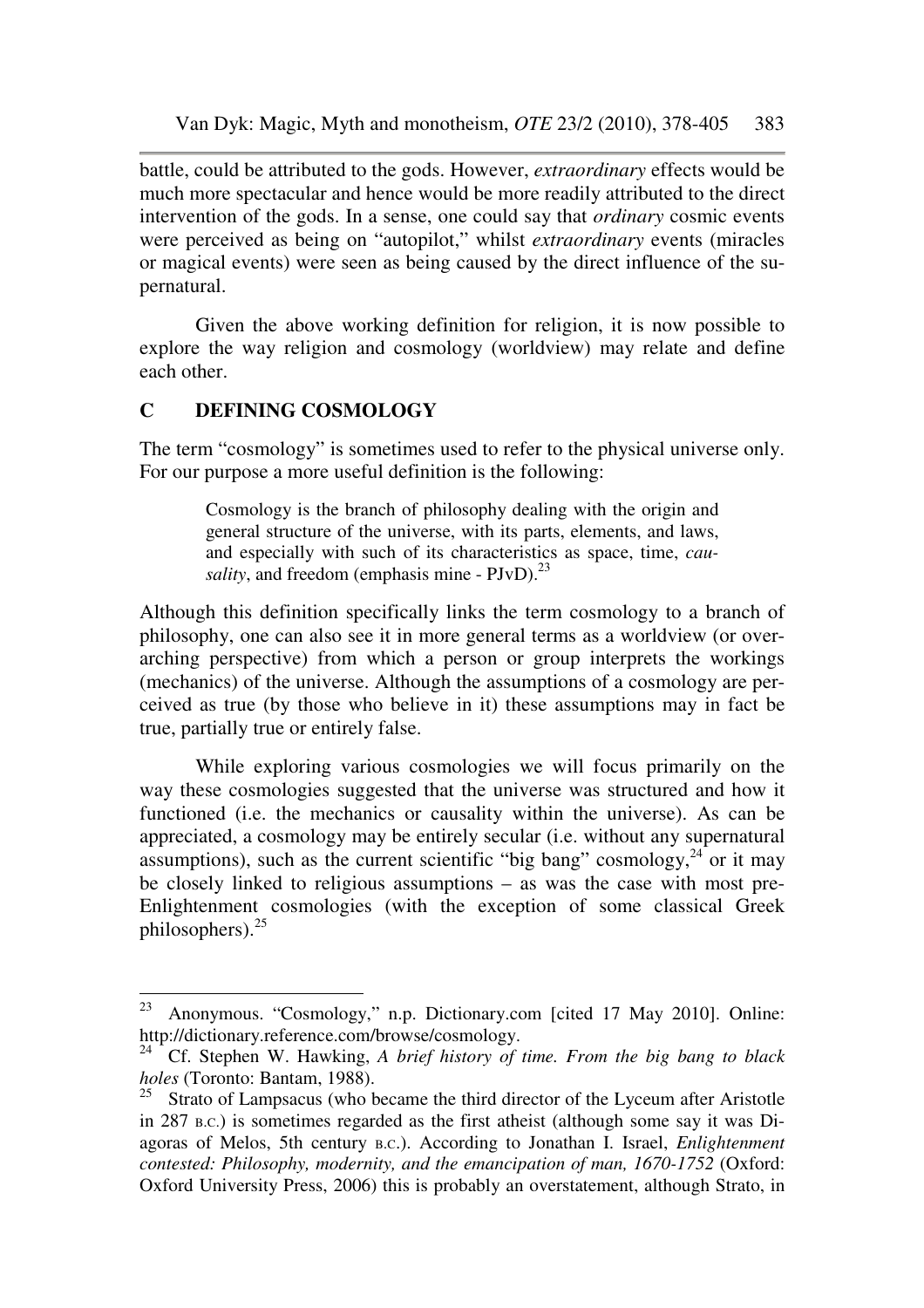battle, could be attributed to the gods. However, *extraordinary* effects would be much more spectacular and hence would be more readily attributed to the direct intervention of the gods. In a sense, one could say that *ordinary* cosmic events were perceived as being on "autopilot," whilst *extraordinary* events (miracles or magical events) were seen as being caused by the direct influence of the supernatural.

Given the above working definition for religion, it is now possible to explore the way religion and cosmology (worldview) may relate and define each other.

## C DEFINING COSMOLOGY

The term "cosmology" is sometimes used to refer to the physical universe only. For our purpose a more useful definition is the following:

> Cosmology is the branch of philosophy dealing with the origin and general structure of the universe, with its parts, elements, and laws, and especially with such of its characteristics as space, time, *causality*, and freedom (emphasis mine - PJvD).[23]

Although this definition specifically links the term cosmology to a branch of philosophy, one can also see it in more general terms as a worldview (or overarching perspective) from which a person or group interprets the workings (mechanics) of the universe. Although the assumptions of a cosmology are perceived as true (by those who believe in it) these assumptions may in fact be true, partially true or entirely false.

While exploring various cosmologies we will focus primarily on the way these cosmologies suggested that the universe was structured and how it functioned (i.e. the mechanics or causality within the universe). As can be appreciated, a cosmology may be entirely secular (i.e. without any supernatural assumptions), such as the current scientific "big bang" cosmology,[24] or it may be closely linked to religious assumptions – as was the case with most pre-Enlightenment cosmologies (with the exception of some classical Greek philosophers).[25]

---

[23] Anonymous. "Cosmology," n.p. Dictionary.com [cited 17 May 2010]. Online: http://dictionary.reference.com/browse/cosmology.

[24] Cf. Stephen W. Hawking, *A brief history of time. From the big bang to black holes* (Toronto: Bantam, 1988).

[25] Strato of Lampsacus (who became the third director of the Lyceum after Aristotle in 287 B.C.) is sometimes regarded as the first atheist (although some say it was Diagoras of Melos, 5th century B.C.). According to Jonathan I. Israel, *Enlightenment contested: Philosophy, modernity, and the emancipation of man, 1670-1752* (Oxford: Oxford University Press, 2006) this is probably an overstatement, although Strato, in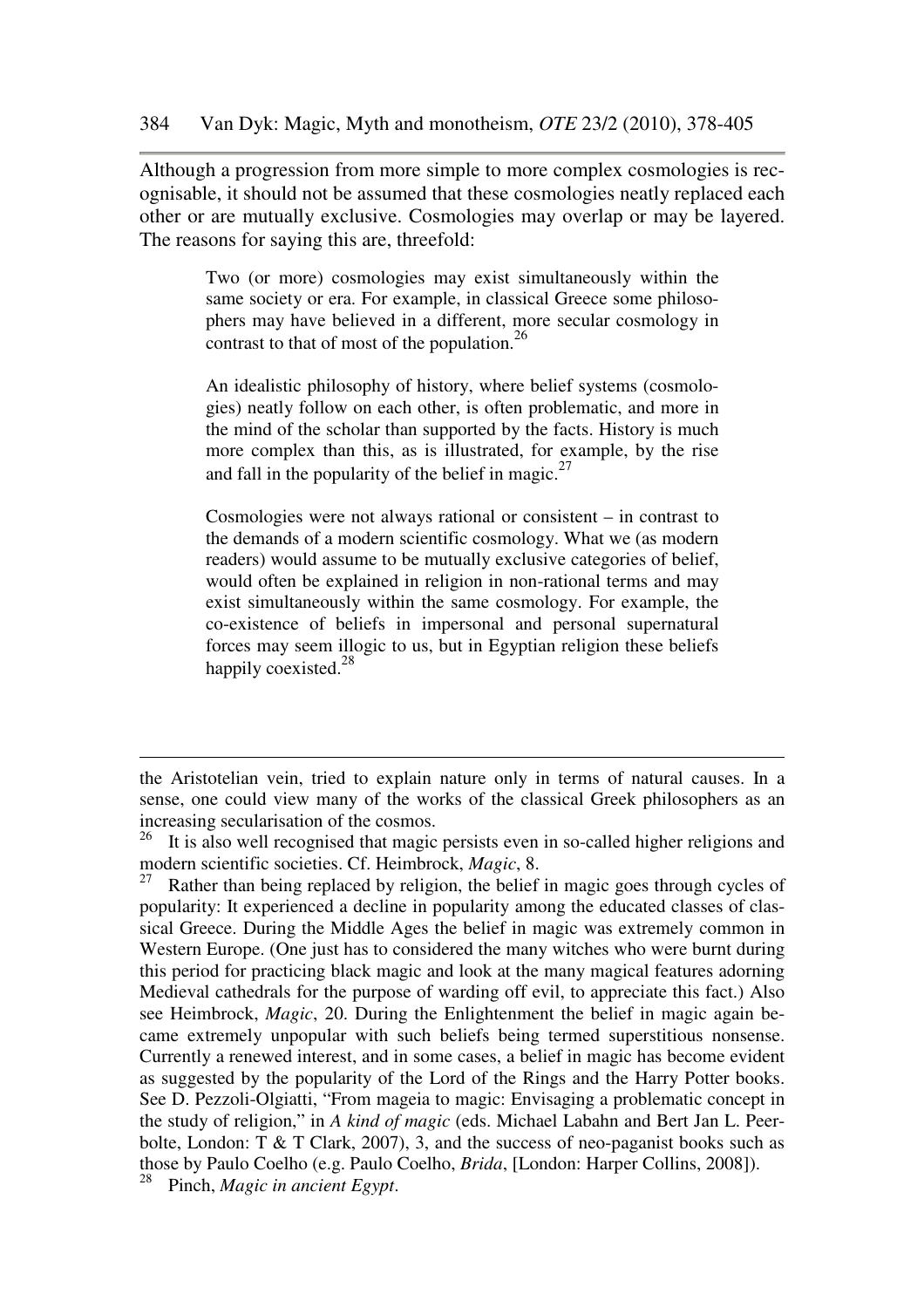Although a progression from more simple to more complex cosmologies is recognisable, it should not be assumed that these cosmologies neatly replaced each other or are mutually exclusive. Cosmologies may overlap or may be layered. The reasons for saying this are, threefold:

> Two (or more) cosmologies may exist simultaneously within the same society or era. For example, in classical Greece some philosophers may have believed in a different, more secular cosmology in contrast to that of most of the population.[26]
>
> An idealistic philosophy of history, where belief systems (cosmologies) neatly follow on each other, is often problematic, and more in the mind of the scholar than supported by the facts. History is much more complex than this, as is illustrated, for example, by the rise and fall in the popularity of the belief in magic.[27]
>
> Cosmologies were not always rational or consistent – in contrast to the demands of a modern scientific cosmology. What we (as modern readers) would assume to be mutually exclusive categories of belief, would often be explained in religion in non-rational terms and may exist simultaneously within the same cosmology. For example, the co-existence of beliefs in impersonal and personal supernatural forces may seem illogic to us, but in Egyptian religion these beliefs happily coexisted.[28]

---

the Aristotelian vein, tried to explain nature only in terms of natural causes. In a sense, one could view many of the works of the classical Greek philosophers as an increasing secularisation of the cosmos.

[26] It is also well recognised that magic persists even in so-called higher religions and modern scientific societies. Cf. Heimbrock, *Magic*, 8.

[27] Rather than being replaced by religion, the belief in magic goes through cycles of popularity: It experienced a decline in popularity among the educated classes of classical Greece. During the Middle Ages the belief in magic was extremely common in Western Europe. (One just has to considered the many witches who were burnt during this period for practicing black magic and look at the many magical features adorning Medieval cathedrals for the purpose of warding off evil, to appreciate this fact.) Also see Heimbrock, *Magic*, 20. During the Enlightenment the belief in magic again became extremely unpopular with such beliefs being termed superstitious nonsense. Currently a renewed interest, and in some cases, a belief in magic has become evident as suggested by the popularity of the Lord of the Rings and the Harry Potter books. See D. Pezzoli-Olgiatti, "From mageia to magic: Envisaging a problematic concept in the study of religion," in *A kind of magic* (eds. Michael Labahn and Bert Jan L. Peerbolte, London: T & T Clark, 2007), 3, and the success of neo-paganist books such as those by Paulo Coelho (e.g. Paulo Coelho, *Brida*, [London: Harper Collins, 2008]).

[28] Pinch, *Magic in ancient Egypt*.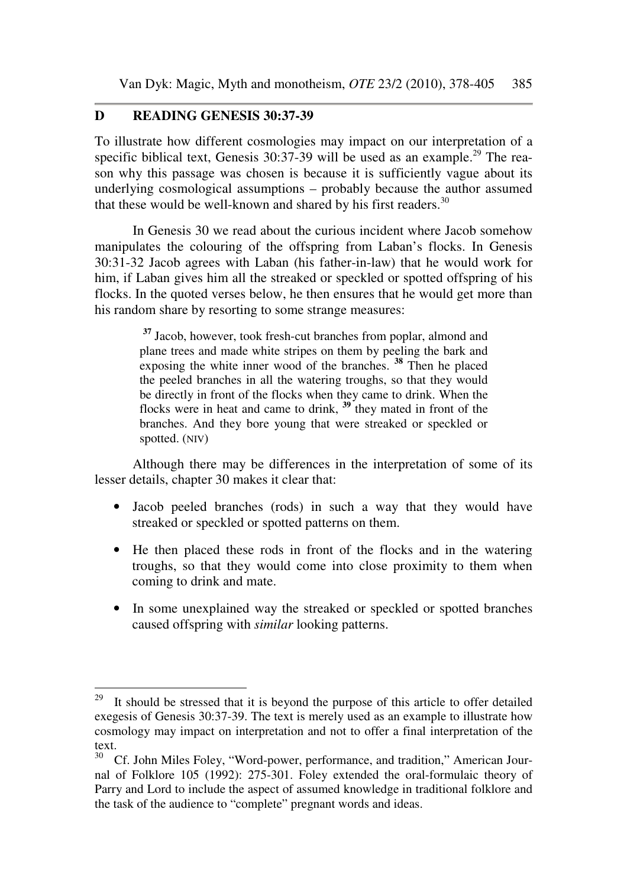## D READING GENESIS 30:37-39

To illustrate how different cosmologies may impact on our interpretation of a specific biblical text, Genesis 30:37-39 will be used as an example.[29] The reason why this passage was chosen is because it is sufficiently vague about its underlying cosmological assumptions – probably because the author assumed that these would be well-known and shared by his first readers.[30]

In Genesis 30 we read about the curious incident where Jacob somehow manipulates the colouring of the offspring from Laban's flocks. In Genesis 30:31-32 Jacob agrees with Laban (his father-in-law) that he would work for him, if Laban gives him all the streaked or speckled or spotted offspring of his flocks. In the quoted verses below, he then ensures that he would get more than his random share by resorting to some strange measures:

> **37** Jacob, however, took fresh-cut branches from poplar, almond and plane trees and made white stripes on them by peeling the bark and exposing the white inner wood of the branches. **38** Then he placed the peeled branches in all the watering troughs, so that they would be directly in front of the flocks when they came to drink. When the flocks were in heat and came to drink, **39** they mated in front of the branches. And they bore young that were streaked or speckled or spotted. (NIV)

Although there may be differences in the interpretation of some of its lesser details, chapter 30 makes it clear that:

- Jacob peeled branches (rods) in such a way that they would have streaked or speckled or spotted patterns on them.
- He then placed these rods in front of the flocks and in the watering troughs, so that they would come into close proximity to them when coming to drink and mate.
- In some unexplained way the streaked or speckled or spotted branches caused offspring with *similar* looking patterns.

---

[29] It should be stressed that it is beyond the purpose of this article to offer detailed exegesis of Genesis 30:37-39. The text is merely used as an example to illustrate how cosmology may impact on interpretation and not to offer a final interpretation of the text.

[30] Cf. John Miles Foley, "Word-power, performance, and tradition," American Journal of Folklore 105 (1992): 275-301. Foley extended the oral-formulaic theory of Parry and Lord to include the aspect of assumed knowledge in traditional folklore and the task of the audience to "complete" pregnant words and ideas.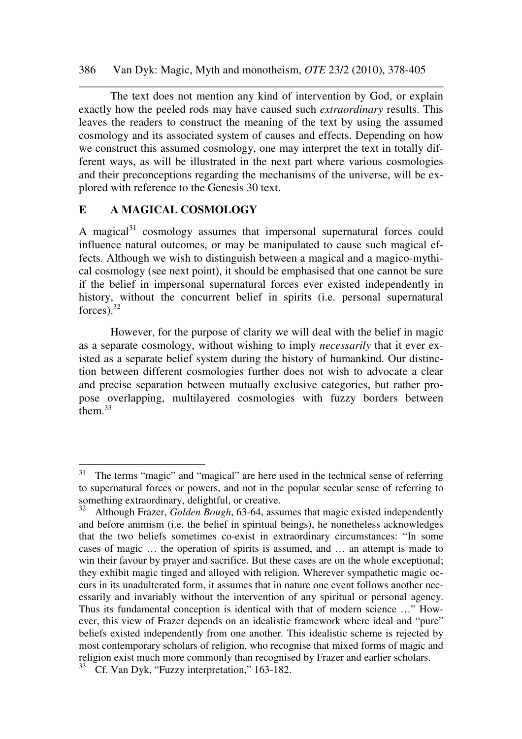The text does not mention any kind of intervention by God, or explain exactly how the peeled rods may have caused such *extraordinary* results. This leaves the readers to construct the meaning of the text by using the assumed cosmology and its associated system of causes and effects. Depending on how we construct this assumed cosmology, one may interpret the text in totally different ways, as will be illustrated in the next part where various cosmologies and their preconceptions regarding the mechanisms of the universe, will be explored with reference to the Genesis 30 text.

## E A MAGICAL COSMOLOGY

A magical[31] cosmology assumes that impersonal supernatural forces could influence natural outcomes, or may be manipulated to cause such magical effects. Although we wish to distinguish between a magical and a magico-mythical cosmology (see next point), it should be emphasised that one cannot be sure if the belief in impersonal supernatural forces ever existed independently in history, without the concurrent belief in spirits (i.e. personal supernatural forces).[32]

However, for the purpose of clarity we will deal with the belief in magic as a separate cosmology, without wishing to imply *necessarily* that it ever existed as a separate belief system during the history of humankind. Our distinction between different cosmologies further does not wish to advocate a clear and precise separation between mutually exclusive categories, but rather propose overlapping, multilayered cosmologies with fuzzy borders between them.[33]

---

[31] The terms "magic" and "magical" are here used in the technical sense of referring to supernatural forces or powers, and not in the popular secular sense of referring to something extraordinary, delightful, or creative.

[32] Although Frazer, *Golden Bough*, 63-64, assumes that magic existed independently and before animism (i.e. the belief in spiritual beings), he nonetheless acknowledges that the two beliefs sometimes co-exist in extraordinary circumstances: "In some cases of magic … the operation of spirits is assumed, and … an attempt is made to win their favour by prayer and sacrifice. But these cases are on the whole exceptional; they exhibit magic tinged and alloyed with religion. Wherever sympathetic magic occurs in its unadulterated form, it assumes that in nature one event follows another necessarily and invariably without the intervention of any spiritual or personal agency. Thus its fundamental conception is identical with that of modern science …" However, this view of Frazer depends on an idealistic framework where ideal and "pure" beliefs existed independently from one another. This idealistic scheme is rejected by most contemporary scholars of religion, who recognise that mixed forms of magic and religion exist much more commonly than recognised by Frazer and earlier scholars.

[33] Cf. Van Dyk, "Fuzzy interpretation," 163-182.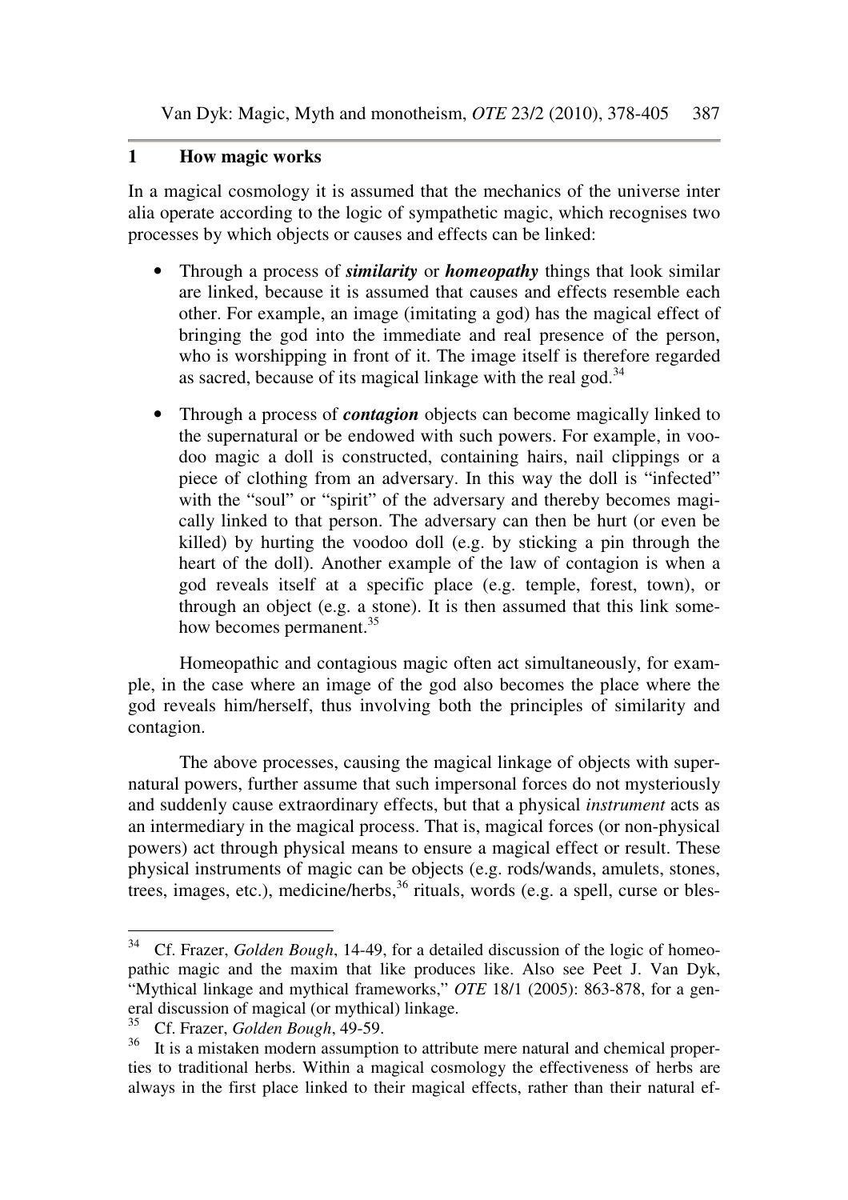## 1 How magic works

In a magical cosmology it is assumed that the mechanics of the universe inter alia operate according to the logic of sympathetic magic, which recognises two processes by which objects or causes and effects can be linked:

- Through a process of ***similarity*** or ***homeopathy*** things that look similar are linked, because it is assumed that causes and effects resemble each other. For example, an image (imitating a god) has the magical effect of bringing the god into the immediate and real presence of the person, who is worshipping in front of it. The image itself is therefore regarded as sacred, because of its magical linkage with the real god.[34]

- Through a process of ***contagion*** objects can become magically linked to the supernatural or be endowed with such powers. For example, in voodoo magic a doll is constructed, containing hairs, nail clippings or a piece of clothing from an adversary. In this way the doll is "infected" with the "soul" or "spirit" of the adversary and thereby becomes magically linked to that person. The adversary can then be hurt (or even be killed) by hurting the voodoo doll (e.g. by sticking a pin through the heart of the doll). Another example of the law of contagion is when a god reveals itself at a specific place (e.g. temple, forest, town), or through an object (e.g. a stone). It is then assumed that this link somehow becomes permanent.[35]

Homeopathic and contagious magic often act simultaneously, for example, in the case where an image of the god also becomes the place where the god reveals him/herself, thus involving both the principles of similarity and contagion.

The above processes, causing the magical linkage of objects with supernatural powers, further assume that such impersonal forces do not mysteriously and suddenly cause extraordinary effects, but that a physical *instrument* acts as an intermediary in the magical process. That is, magical forces (or non-physical powers) act through physical means to ensure a magical effect or result. These physical instruments of magic can be objects (e.g. rods/wands, amulets, stones, trees, images, etc.), medicine/herbs,[36] rituals, words (e.g. a spell, curse or bles-

---

[34] Cf. Frazer, *Golden Bough*, 14-49, for a detailed discussion of the logic of homeopathic magic and the maxim that like produces like. Also see Peet J. Van Dyk, "Mythical linkage and mythical frameworks," *OTE* 18/1 (2005): 863-878, for a general discussion of magical (or mythical) linkage.

[35] Cf. Frazer, *Golden Bough*, 49-59.

[36] It is a mistaken modern assumption to attribute mere natural and chemical properties to traditional herbs. Within a magical cosmology the effectiveness of herbs are always in the first place linked to their magical effects, rather than their natural ef-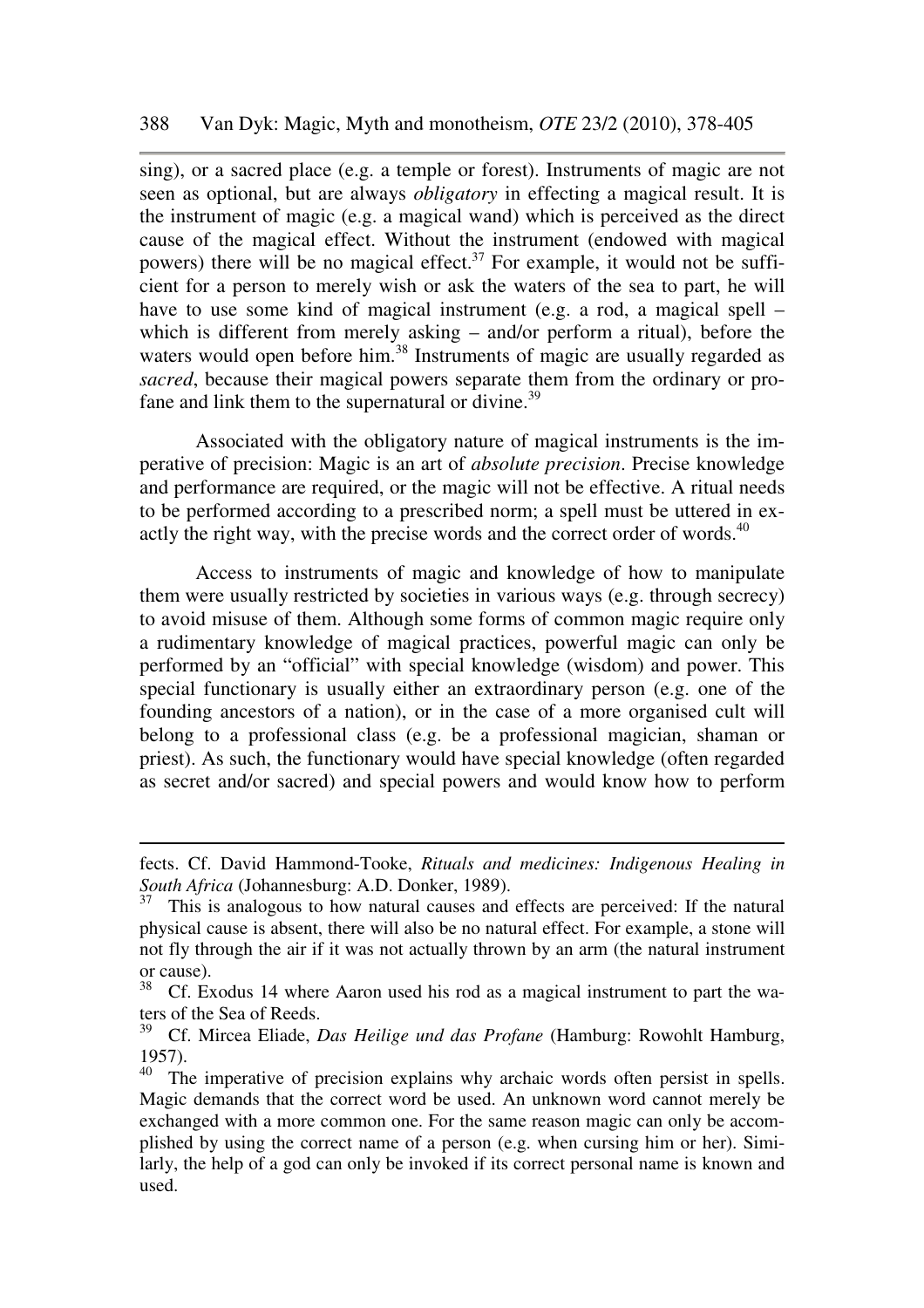sing), or a sacred place (e.g. a temple or forest). Instruments of magic are not seen as optional, but are always *obligatory* in effecting a magical result. It is the instrument of magic (e.g. a magical wand) which is perceived as the direct cause of the magical effect. Without the instrument (endowed with magical powers) there will be no magical effect.[37] For example, it would not be sufficient for a person to merely wish or ask the waters of the sea to part, he will have to use some kind of magical instrument (e.g. a rod, a magical spell – which is different from merely asking – and/or perform a ritual), before the waters would open before him.[38] Instruments of magic are usually regarded as *sacred*, because their magical powers separate them from the ordinary or profane and link them to the supernatural or divine.[39]

Associated with the obligatory nature of magical instruments is the imperative of precision: Magic is an art of *absolute precision*. Precise knowledge and performance are required, or the magic will not be effective. A ritual needs to be performed according to a prescribed norm; a spell must be uttered in exactly the right way, with the precise words and the correct order of words.[40]

Access to instruments of magic and knowledge of how to manipulate them were usually restricted by societies in various ways (e.g. through secrecy) to avoid misuse of them. Although some forms of common magic require only a rudimentary knowledge of magical practices, powerful magic can only be performed by an "official" with special knowledge (wisdom) and power. This special functionary is usually either an extraordinary person (e.g. one of the founding ancestors of a nation), or in the case of a more organised cult will belong to a professional class (e.g. be a professional magician, shaman or priest). As such, the functionary would have special knowledge (often regarded as secret and/or sacred) and special powers and would know how to perform

---

fects. Cf. David Hammond-Tooke, *Rituals and medicines: Indigenous Healing in South Africa* (Johannesburg: A.D. Donker, 1989).

[37] This is analogous to how natural causes and effects are perceived: If the natural physical cause is absent, there will also be no natural effect. For example, a stone will not fly through the air if it was not actually thrown by an arm (the natural instrument or cause).

[38] Cf. Exodus 14 where Aaron used his rod as a magical instrument to part the waters of the Sea of Reeds.

[39] Cf. Mircea Eliade, *Das Heilige und das Profane* (Hamburg: Rowohlt Hamburg, 1957).

[40] The imperative of precision explains why archaic words often persist in spells. Magic demands that the correct word be used. An unknown word cannot merely be exchanged with a more common one. For the same reason magic can only be accomplished by using the correct name of a person (e.g. when cursing him or her). Similarly, the help of a god can only be invoked if its correct personal name is known and used.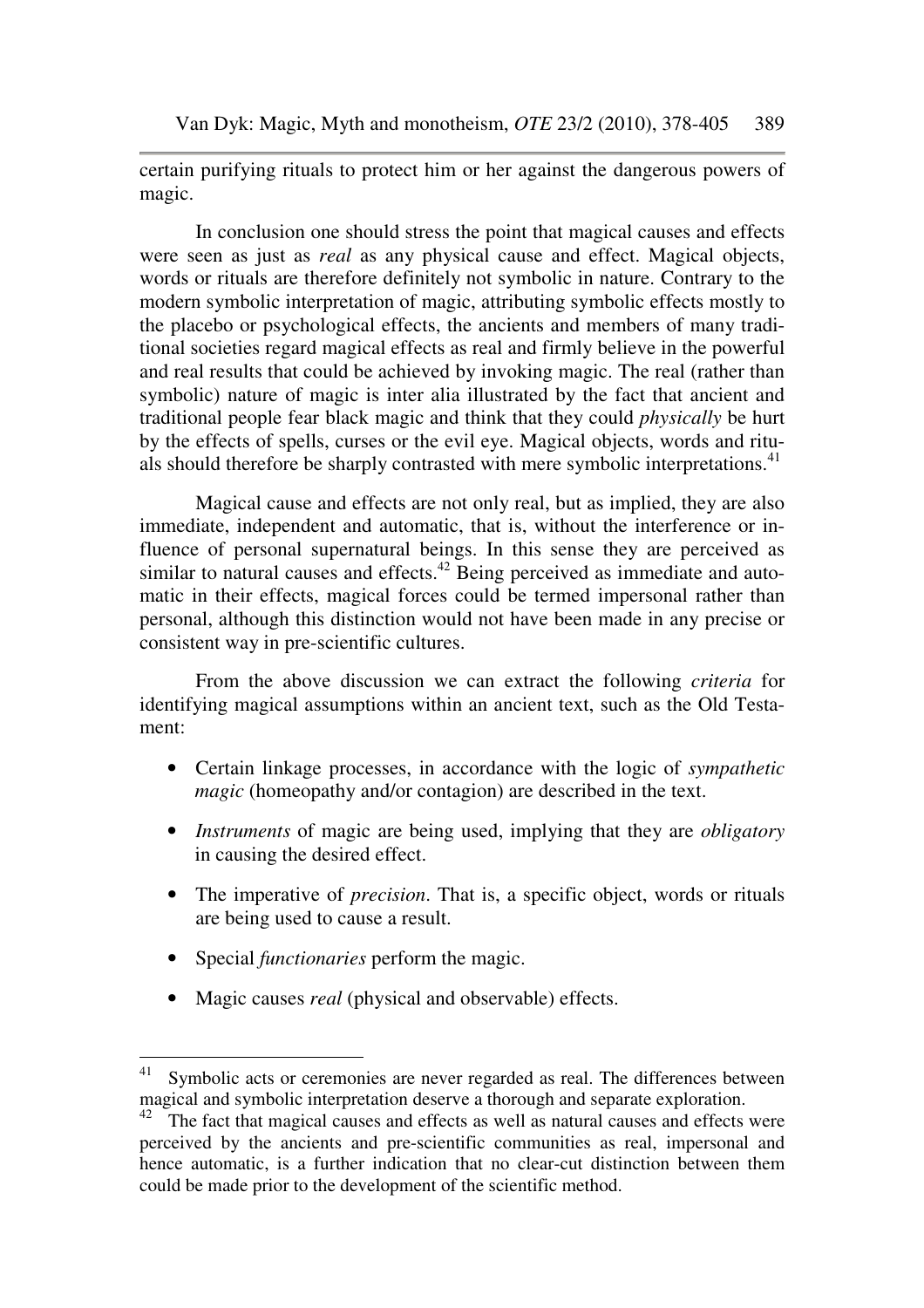certain purifying rituals to protect him or her against the dangerous powers of magic.

In conclusion one should stress the point that magical causes and effects were seen as just as *real* as any physical cause and effect. Magical objects, words or rituals are therefore definitely not symbolic in nature. Contrary to the modern symbolic interpretation of magic, attributing symbolic effects mostly to the placebo or psychological effects, the ancients and members of many traditional societies regard magical effects as real and firmly believe in the powerful and real results that could be achieved by invoking magic. The real (rather than symbolic) nature of magic is inter alia illustrated by the fact that ancient and traditional people fear black magic and think that they could *physically* be hurt by the effects of spells, curses or the evil eye. Magical objects, words and rituals should therefore be sharply contrasted with mere symbolic interpretations.[41]

Magical cause and effects are not only real, but as implied, they are also immediate, independent and automatic, that is, without the interference or influence of personal supernatural beings. In this sense they are perceived as similar to natural causes and effects.[42] Being perceived as immediate and automatic in their effects, magical forces could be termed impersonal rather than personal, although this distinction would not have been made in any precise or consistent way in pre-scientific cultures.

From the above discussion we can extract the following *criteria* for identifying magical assumptions within an ancient text, such as the Old Testament:

- Certain linkage processes, in accordance with the logic of *sympathetic magic* (homeopathy and/or contagion) are described in the text.
- *Instruments* of magic are being used, implying that they are *obligatory* in causing the desired effect.
- The imperative of *precision*. That is, a specific object, words or rituals are being used to cause a result.
- Special *functionaries* perform the magic.
- Magic causes *real* (physical and observable) effects.

---

[41] Symbolic acts or ceremonies are never regarded as real. The differences between magical and symbolic interpretation deserve a thorough and separate exploration.

[42] The fact that magical causes and effects as well as natural causes and effects were perceived by the ancients and pre-scientific communities as real, impersonal and hence automatic, is a further indication that no clear-cut distinction between them could be made prior to the development of the scientific method.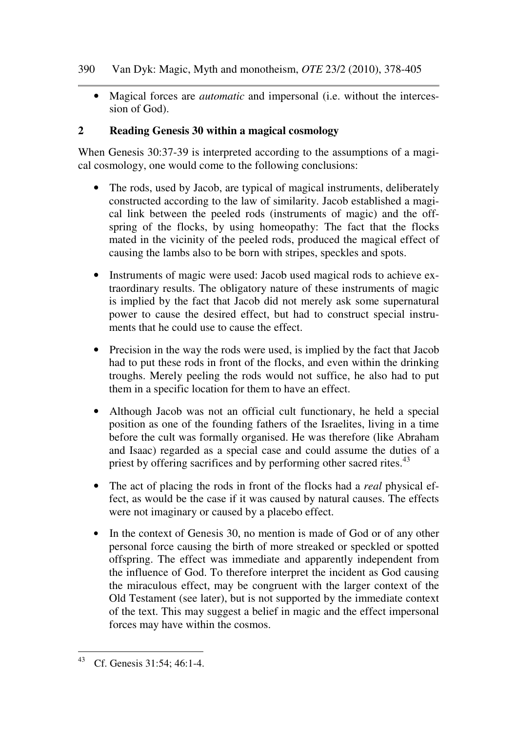- Magical forces are *automatic* and impersonal (i.e. without the intercession of God).

## 2 Reading Genesis 30 within a magical cosmology

When Genesis 30:37-39 is interpreted according to the assumptions of a magical cosmology, one would come to the following conclusions:

- The rods, used by Jacob, are typical of magical instruments, deliberately constructed according to the law of similarity. Jacob established a magical link between the peeled rods (instruments of magic) and the offspring of the flocks, by using homeopathy: The fact that the flocks mated in the vicinity of the peeled rods, produced the magical effect of causing the lambs also to be born with stripes, speckles and spots.
- Instruments of magic were used: Jacob used magical rods to achieve extraordinary results. The obligatory nature of these instruments of magic is implied by the fact that Jacob did not merely ask some supernatural power to cause the desired effect, but had to construct special instruments that he could use to cause the effect.
- Precision in the way the rods were used, is implied by the fact that Jacob had to put these rods in front of the flocks, and even within the drinking troughs. Merely peeling the rods would not suffice, he also had to put them in a specific location for them to have an effect.
- Although Jacob was not an official cult functionary, he held a special position as one of the founding fathers of the Israelites, living in a time before the cult was formally organised. He was therefore (like Abraham and Isaac) regarded as a special case and could assume the duties of a priest by offering sacrifices and by performing other sacred rites.[43]
- The act of placing the rods in front of the flocks had a *real* physical effect, as would be the case if it was caused by natural causes. The effects were not imaginary or caused by a placebo effect.
- In the context of Genesis 30, no mention is made of God or of any other personal force causing the birth of more streaked or speckled or spotted offspring. The effect was immediate and apparently independent from the influence of God. To therefore interpret the incident as God causing the miraculous effect, may be congruent with the larger context of the Old Testament (see later), but is not supported by the immediate context of the text. This may suggest a belief in magic and the effect impersonal forces may have within the cosmos.

---

[43] Cf. Genesis 31:54; 46:1-4.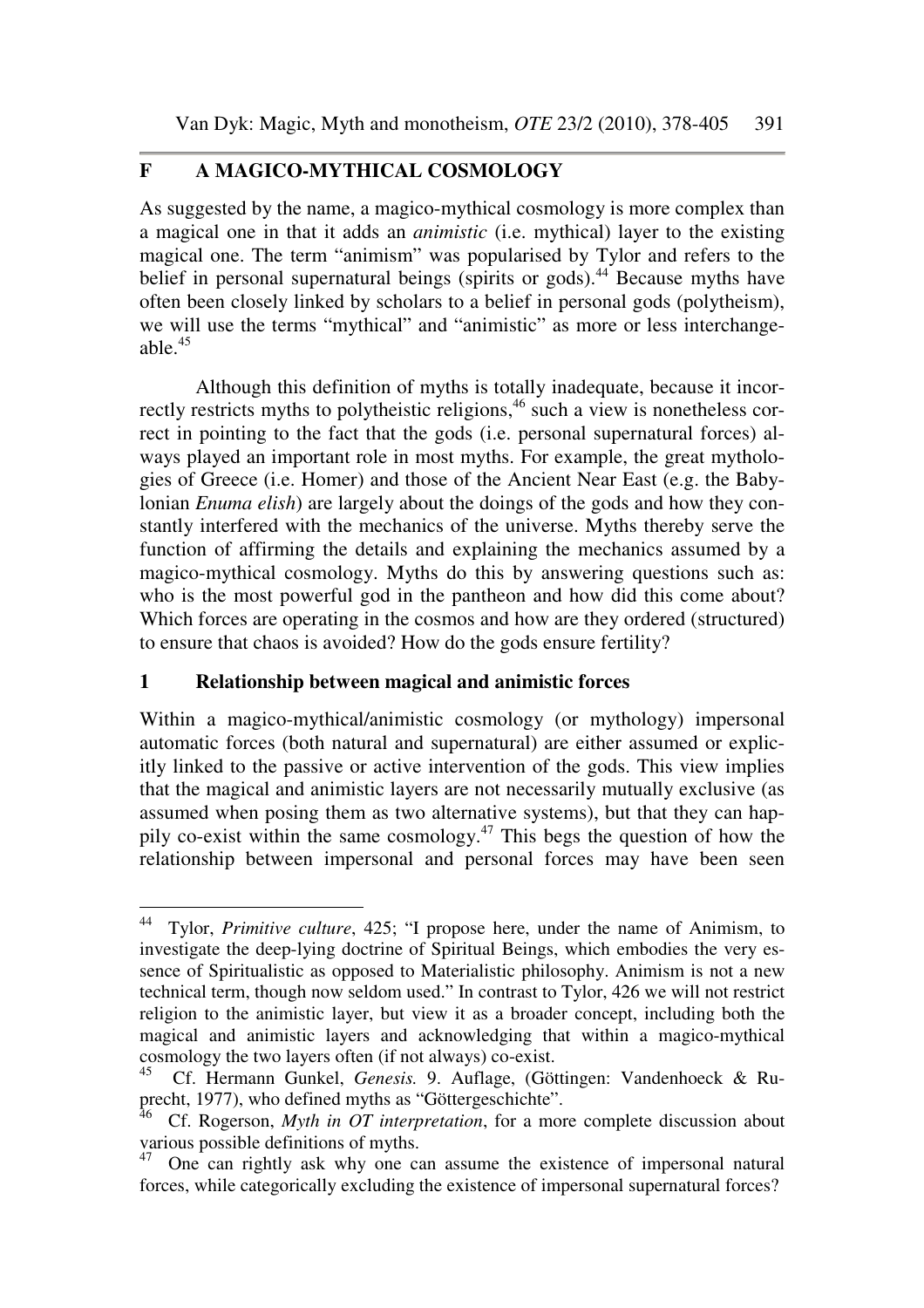## F A MAGICO-MYTHICAL COSMOLOGY

As suggested by the name, a magico-mythical cosmology is more complex than a magical one in that it adds an *animistic* (i.e. mythical) layer to the existing magical one. The term "animism" was popularised by Tylor and refers to the belief in personal supernatural beings (spirits or gods).[44] Because myths have often been closely linked by scholars to a belief in personal gods (polytheism), we will use the terms "mythical" and "animistic" as more or less interchangeable.[45]

Although this definition of myths is totally inadequate, because it incorrectly restricts myths to polytheistic religions,[46] such a view is nonetheless correct in pointing to the fact that the gods (i.e. personal supernatural forces) always played an important role in most myths. For example, the great mythologies of Greece (i.e. Homer) and those of the Ancient Near East (e.g. the Babylonian *Enuma elish*) are largely about the doings of the gods and how they constantly interfered with the mechanics of the universe. Myths thereby serve the function of affirming the details and explaining the mechanics assumed by a magico-mythical cosmology. Myths do this by answering questions such as: who is the most powerful god in the pantheon and how did this come about? Which forces are operating in the cosmos and how are they ordered (structured) to ensure that chaos is avoided? How do the gods ensure fertility?

### 1 Relationship between magical and animistic forces

Within a magico-mythical/animistic cosmology (or mythology) impersonal automatic forces (both natural and supernatural) are either assumed or explicitly linked to the passive or active intervention of the gods. This view implies that the magical and animistic layers are not necessarily mutually exclusive (as assumed when posing them as two alternative systems), but that they can happily co-exist within the same cosmology.[47] This begs the question of how the relationship between impersonal and personal forces may have been seen

---

[44] Tylor, *Primitive culture*, 425; "I propose here, under the name of Animism, to investigate the deep-lying doctrine of Spiritual Beings, which embodies the very essence of Spiritualistic as opposed to Materialistic philosophy. Animism is not a new technical term, though now seldom used." In contrast to Tylor, 426 we will not restrict religion to the animistic layer, but view it as a broader concept, including both the magical and animistic layers and acknowledging that within a magico-mythical cosmology the two layers often (if not always) co-exist.

[45] Cf. Hermann Gunkel, *Genesis.* 9. Auflage, (Göttingen: Vandenhoeck & Ruprecht, 1977), who defined myths as "Göttergeschichte".

[46] Cf. Rogerson, *Myth in OT interpretation*, for a more complete discussion about various possible definitions of myths.

[47] One can rightly ask why one can assume the existence of impersonal natural forces, while categorically excluding the existence of impersonal supernatural forces?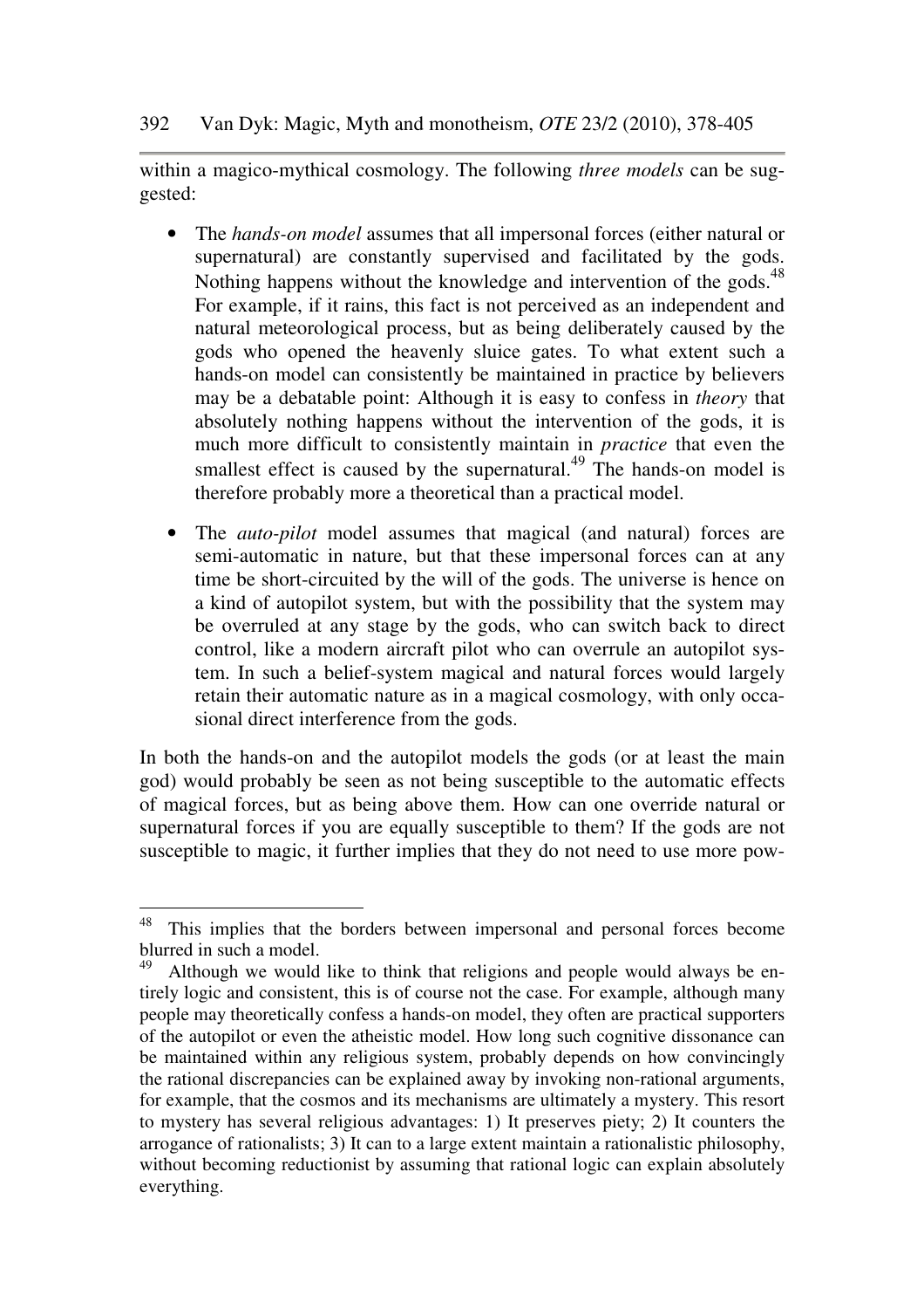within a magico-mythical cosmology. The following *three models* can be suggested:

- The *hands-on model* assumes that all impersonal forces (either natural or supernatural) are constantly supervised and facilitated by the gods. Nothing happens without the knowledge and intervention of the gods.[48] For example, if it rains, this fact is not perceived as an independent and natural meteorological process, but as being deliberately caused by the gods who opened the heavenly sluice gates. To what extent such a hands-on model can consistently be maintained in practice by believers may be a debatable point: Although it is easy to confess in *theory* that absolutely nothing happens without the intervention of the gods, it is much more difficult to consistently maintain in *practice* that even the smallest effect is caused by the supernatural.[49] The hands-on model is therefore probably more a theoretical than a practical model.

- The *auto-pilot* model assumes that magical (and natural) forces are semi-automatic in nature, but that these impersonal forces can at any time be short-circuited by the will of the gods. The universe is hence on a kind of autopilot system, but with the possibility that the system may be overruled at any stage by the gods, who can switch back to direct control, like a modern aircraft pilot who can overrule an autopilot system. In such a belief-system magical and natural forces would largely retain their automatic nature as in a magical cosmology, with only occasional direct interference from the gods.

In both the hands-on and the autopilot models the gods (or at least the main god) would probably be seen as not being susceptible to the automatic effects of magical forces, but as being above them. How can one override natural or supernatural forces if you are equally susceptible to them? If the gods are not susceptible to magic, it further implies that they do not need to use more pow-

---

[48] This implies that the borders between impersonal and personal forces become blurred in such a model.

[49] Although we would like to think that religions and people would always be entirely logic and consistent, this is of course not the case. For example, although many people may theoretically confess a hands-on model, they often are practical supporters of the autopilot or even the atheistic model. How long such cognitive dissonance can be maintained within any religious system, probably depends on how convincingly the rational discrepancies can be explained away by invoking non-rational arguments, for example, that the cosmos and its mechanisms are ultimately a mystery. This resort to mystery has several religious advantages: 1) It preserves piety; 2) It counters the arrogance of rationalists; 3) It can to a large extent maintain a rationalistic philosophy, without becoming reductionist by assuming that rational logic can explain absolutely everything.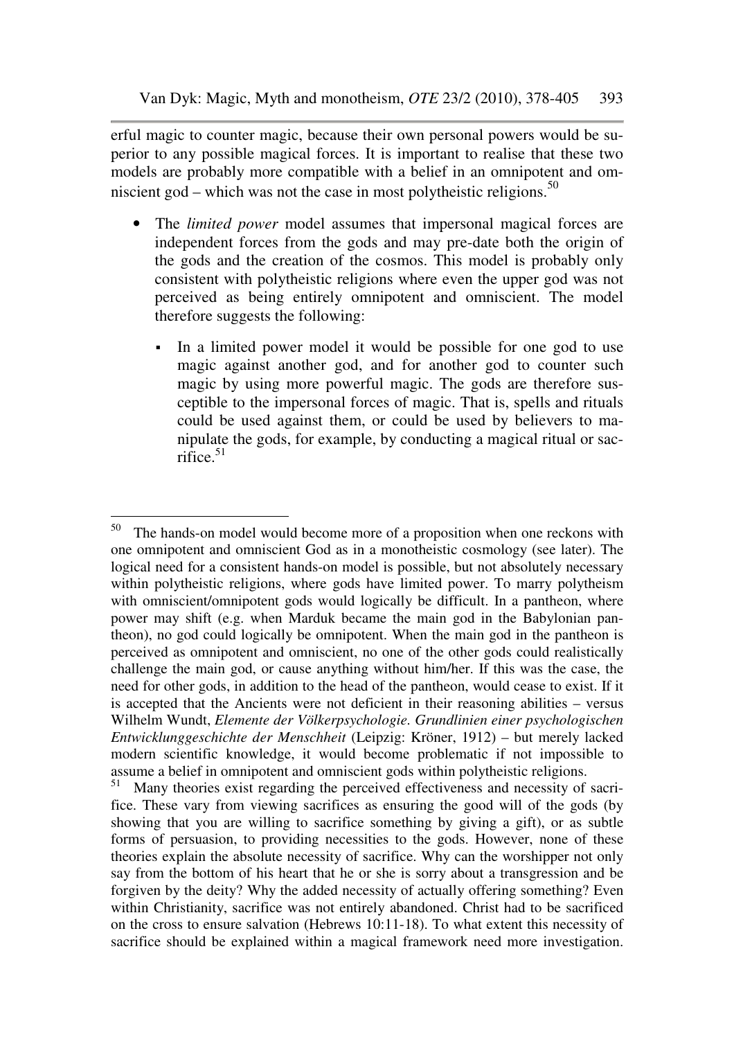erful magic to counter magic, because their own personal powers would be superior to any possible magical forces. It is important to realise that these two models are probably more compatible with a belief in an omnipotent and omniscient god – which was not the case in most polytheistic religions.[50]

- The *limited power* model assumes that impersonal magical forces are independent forces from the gods and may pre-date both the origin of the gods and the creation of the cosmos. This model is probably only consistent with polytheistic religions where even the upper god was not perceived as being entirely omnipotent and omniscient. The model therefore suggests the following:
    - In a limited power model it would be possible for one god to use magic against another god, and for another god to counter such magic by using more powerful magic. The gods are therefore susceptible to the impersonal forces of magic. That is, spells and rituals could be used against them, or could be used by believers to manipulate the gods, for example, by conducting a magical ritual or sacrifice.[51]

---

[50] The hands-on model would become more of a proposition when one reckons with one omnipotent and omniscient God as in a monotheistic cosmology (see later). The logical need for a consistent hands-on model is possible, but not absolutely necessary within polytheistic religions, where gods have limited power. To marry polytheism with omniscient/omnipotent gods would logically be difficult. In a pantheon, where power may shift (e.g. when Marduk became the main god in the Babylonian pantheon), no god could logically be omnipotent. When the main god in the pantheon is perceived as omnipotent and omniscient, no one of the other gods could realistically challenge the main god, or cause anything without him/her. If this was the case, the need for other gods, in addition to the head of the pantheon, would cease to exist. If it is accepted that the Ancients were not deficient in their reasoning abilities – versus Wilhelm Wundt, *Elemente der Völkerpsychologie. Grundlinien einer psychologischen Entwicklunggeschichte der Menschheit* (Leipzig: Kröner, 1912) – but merely lacked modern scientific knowledge, it would become problematic if not impossible to assume a belief in omnipotent and omniscient gods within polytheistic religions.

[51] Many theories exist regarding the perceived effectiveness and necessity of sacrifice. These vary from viewing sacrifices as ensuring the good will of the gods (by showing that you are willing to sacrifice something by giving a gift), or as subtle forms of persuasion, to providing necessities to the gods. However, none of these theories explain the absolute necessity of sacrifice. Why can the worshipper not only say from the bottom of his heart that he or she is sorry about a transgression and be forgiven by the deity? Why the added necessity of actually offering something? Even within Christianity, sacrifice was not entirely abandoned. Christ had to be sacrificed on the cross to ensure salvation (Hebrews 10:11-18). To what extent this necessity of sacrifice should be explained within a magical framework need more investigation.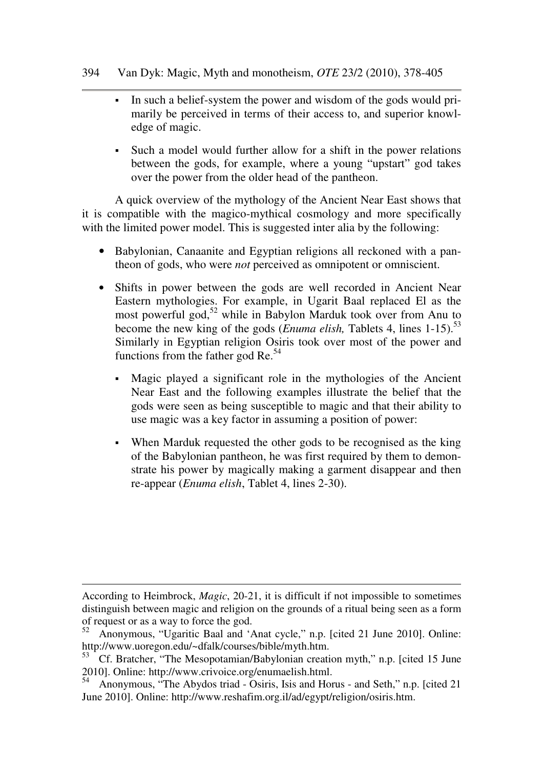- In such a belief-system the power and wisdom of the gods would primarily be perceived in terms of their access to, and superior knowledge of magic.

- Such a model would further allow for a shift in the power relations between the gods, for example, where a young "upstart" god takes over the power from the older head of the pantheon.

A quick overview of the mythology of the Ancient Near East shows that it is compatible with the magico-mythical cosmology and more specifically with the limited power model. This is suggested inter alia by the following:

- Babylonian, Canaanite and Egyptian religions all reckoned with a pantheon of gods, who were *not* perceived as omnipotent or omniscient.

- Shifts in power between the gods are well recorded in Ancient Near Eastern mythologies. For example, in Ugarit Baal replaced El as the most powerful god,[52] while in Babylon Marduk took over from Anu to become the new king of the gods (*Enuma elish,* Tablets 4, lines 1-15).[53] Similarly in Egyptian religion Osiris took over most of the power and functions from the father god Re.[54]

    - Magic played a significant role in the mythologies of the Ancient Near East and the following examples illustrate the belief that the gods were seen as being susceptible to magic and that their ability to use magic was a key factor in assuming a position of power:

    - When Marduk requested the other gods to be recognised as the king of the Babylonian pantheon, he was first required by them to demonstrate his power by magically making a garment disappear and then re-appear (*Enuma elish*, Tablet 4, lines 2-30).

---

According to Heimbrock, *Magic*, 20-21, it is difficult if not impossible to sometimes distinguish between magic and religion on the grounds of a ritual being seen as a form of request or as a way to force the god.

52 Anonymous, "Ugaritic Baal and 'Anat cycle," n.p. [cited 21 June 2010]. Online: http://www.uoregon.edu/~dfalk/courses/bible/myth.htm.

53 Cf. Bratcher, "The Mesopotamian/Babylonian creation myth," n.p. [cited 15 June 2010]. Online: http://www.crivoice.org/enumaelish.html.

54 Anonymous, "The Abydos triad - Osiris, Isis and Horus - and Seth," n.p. [cited 21 June 2010]. Online: http://www.reshafim.org.il/ad/egypt/religion/osiris.htm.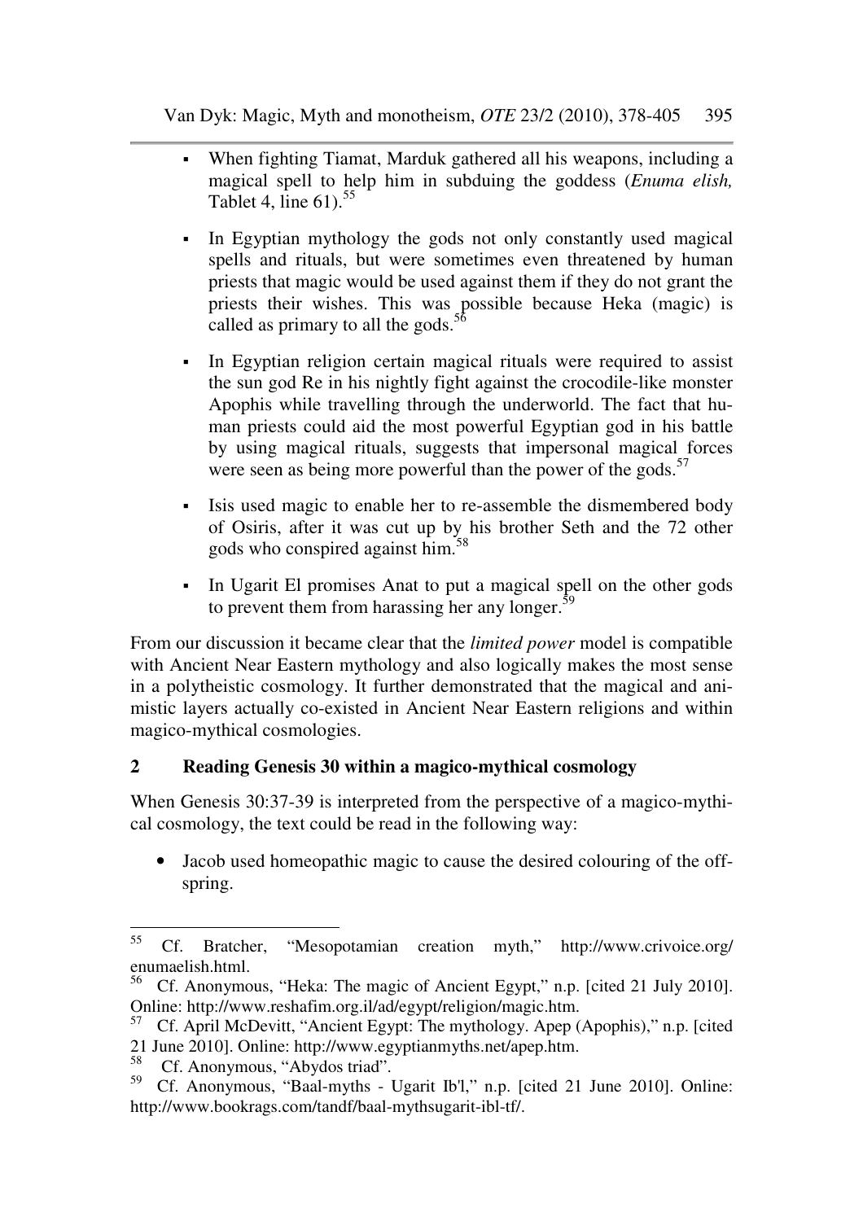- When fighting Tiamat, Marduk gathered all his weapons, including a magical spell to help him in subduing the goddess (*Enuma elish,* Tablet 4, line 61).[55]

- In Egyptian mythology the gods not only constantly used magical spells and rituals, but were sometimes even threatened by human priests that magic would be used against them if they do not grant the priests their wishes. This was possible because Heka (magic) is called as primary to all the gods.[56]

- In Egyptian religion certain magical rituals were required to assist the sun god Re in his nightly fight against the crocodile-like monster Apophis while travelling through the underworld. The fact that human priests could aid the most powerful Egyptian god in his battle by using magical rituals, suggests that impersonal magical forces were seen as being more powerful than the power of the gods.[57]

- Isis used magic to enable her to re-assemble the dismembered body of Osiris, after it was cut up by his brother Seth and the 72 other gods who conspired against him.[58]

- In Ugarit El promises Anat to put a magical spell on the other gods to prevent them from harassing her any longer.[59]

From our discussion it became clear that the *limited power* model is compatible with Ancient Near Eastern mythology and also logically makes the most sense in a polytheistic cosmology. It further demonstrated that the magical and animistic layers actually co-existed in Ancient Near Eastern religions and within magico-mythical cosmologies.

## 2 Reading Genesis 30 within a magico-mythical cosmology

When Genesis 30:37-39 is interpreted from the perspective of a magico-mythical cosmology, the text could be read in the following way:

- Jacob used homeopathic magic to cause the desired colouring of the offspring.

---

[55] Cf. Bratcher, "Mesopotamian creation myth," http://www.crivoice.org/enumaelish.html.

[56] Cf. Anonymous, "Heka: The magic of Ancient Egypt," n.p. [cited 21 July 2010]. Online: http://www.reshafim.org.il/ad/egypt/religion/magic.htm.

[57] Cf. April McDevitt, "Ancient Egypt: The mythology. Apep (Apophis)," n.p. [cited 21 June 2010]. Online: http://www.egyptianmyths.net/apep.htm.

[58] Cf. Anonymous, "Abydos triad".

[59] Cf. Anonymous, "Baal-myths - Ugarit Ib'l," n.p. [cited 21 June 2010]. Online: http://www.bookrags.com/tandf/baal-mythsugarit-ibl-tf/.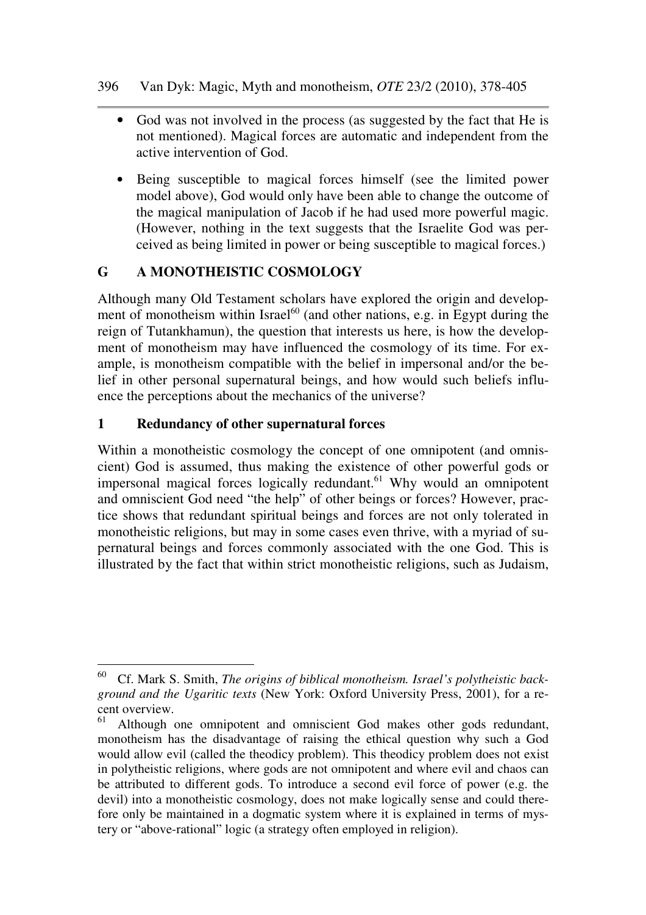- God was not involved in the process (as suggested by the fact that He is not mentioned). Magical forces are automatic and independent from the active intervention of God.
- Being susceptible to magical forces himself (see the limited power model above), God would only have been able to change the outcome of the magical manipulation of Jacob if he had used more powerful magic. (However, nothing in the text suggests that the Israelite God was perceived as being limited in power or being susceptible to magical forces.)

## G A MONOTHEISTIC COSMOLOGY

Although many Old Testament scholars have explored the origin and development of monotheism within Israel[60] (and other nations, e.g. in Egypt during the reign of Tutankhamun), the question that interests us here, is how the development of monotheism may have influenced the cosmology of its time. For example, is monotheism compatible with the belief in impersonal and/or the belief in other personal supernatural beings, and how would such beliefs influence the perceptions about the mechanics of the universe?

### 1 Redundancy of other supernatural forces

Within a monotheistic cosmology the concept of one omnipotent (and omniscient) God is assumed, thus making the existence of other powerful gods or impersonal magical forces logically redundant.[61] Why would an omnipotent and omniscient God need "the help" of other beings or forces? However, practice shows that redundant spiritual beings and forces are not only tolerated in monotheistic religions, but may in some cases even thrive, with a myriad of supernatural beings and forces commonly associated with the one God. This is illustrated by the fact that within strict monotheistic religions, such as Judaism,

---

[60] Cf. Mark S. Smith, *The origins of biblical monotheism. Israel's polytheistic background and the Ugaritic texts* (New York: Oxford University Press, 2001), for a recent overview.

[61] Although one omnipotent and omniscient God makes other gods redundant, monotheism has the disadvantage of raising the ethical question why such a God would allow evil (called the theodicy problem). This theodicy problem does not exist in polytheistic religions, where gods are not omnipotent and where evil and chaos can be attributed to different gods. To introduce a second evil force of power (e.g. the devil) into a monotheistic cosmology, does not make logically sense and could therefore only be maintained in a dogmatic system where it is explained in terms of mystery or "above-rational" logic (a strategy often employed in religion).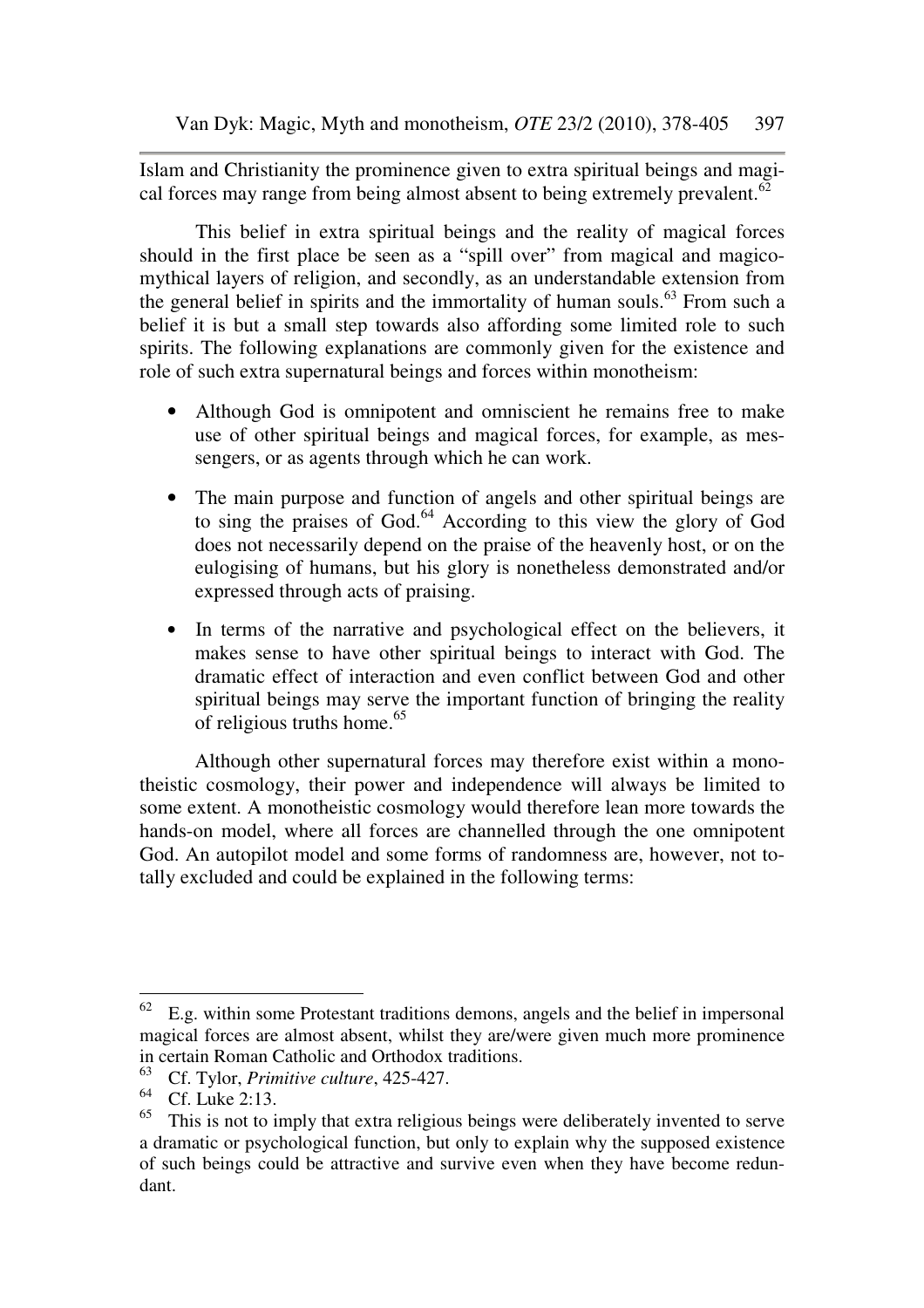Islam and Christianity the prominence given to extra spiritual beings and magical forces may range from being almost absent to being extremely prevalent.[62]

This belief in extra spiritual beings and the reality of magical forces should in the first place be seen as a "spill over" from magical and magico-mythical layers of religion, and secondly, as an understandable extension from the general belief in spirits and the immortality of human souls.[63] From such a belief it is but a small step towards also affording some limited role to such spirits. The following explanations are commonly given for the existence and role of such extra supernatural beings and forces within monotheism:

- Although God is omnipotent and omniscient he remains free to make use of other spiritual beings and magical forces, for example, as messengers, or as agents through which he can work.
- The main purpose and function of angels and other spiritual beings are to sing the praises of God.[64] According to this view the glory of God does not necessarily depend on the praise of the heavenly host, or on the eulogising of humans, but his glory is nonetheless demonstrated and/or expressed through acts of praising.
- In terms of the narrative and psychological effect on the believers, it makes sense to have other spiritual beings to interact with God. The dramatic effect of interaction and even conflict between God and other spiritual beings may serve the important function of bringing the reality of religious truths home.[65]

Although other supernatural forces may therefore exist within a monotheistic cosmology, their power and independence will always be limited to some extent. A monotheistic cosmology would therefore lean more towards the hands-on model, where all forces are channelled through the one omnipotent God. An autopilot model and some forms of randomness are, however, not totally excluded and could be explained in the following terms:

---

[62] E.g. within some Protestant traditions demons, angels and the belief in impersonal magical forces are almost absent, whilst they are/were given much more prominence in certain Roman Catholic and Orthodox traditions.

[63] Cf. Tylor, *Primitive culture*, 425-427.

[64] Cf. Luke 2:13.

[65] This is not to imply that extra religious beings were deliberately invented to serve a dramatic or psychological function, but only to explain why the supposed existence of such beings could be attractive and survive even when they have become redundant.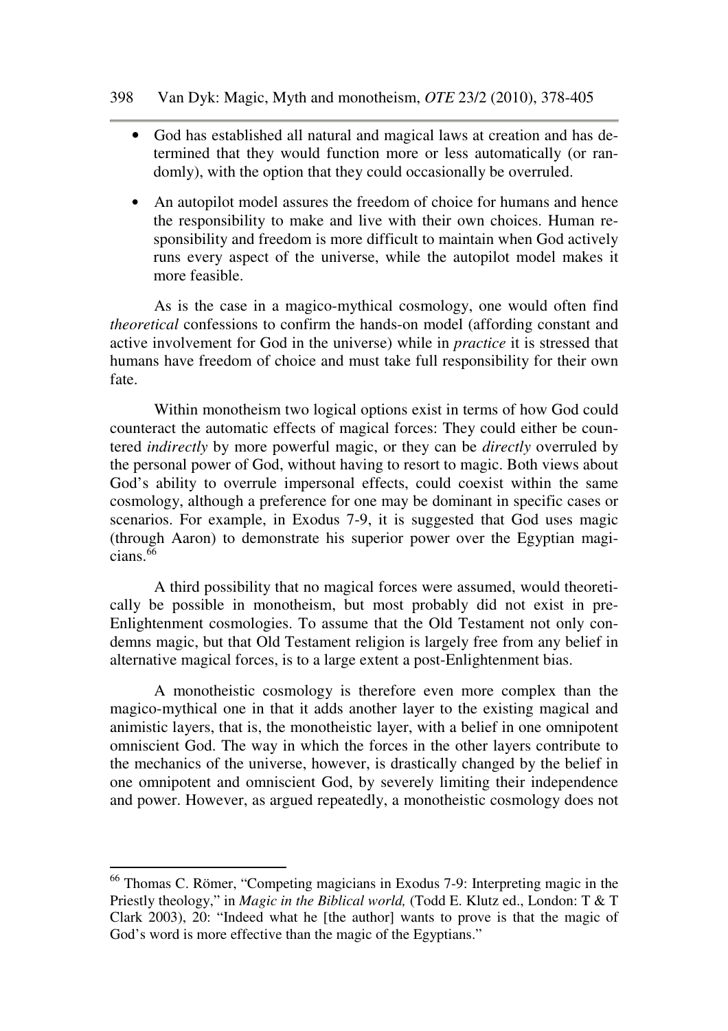- God has established all natural and magical laws at creation and has determined that they would function more or less automatically (or randomly), with the option that they could occasionally be overruled.
- An autopilot model assures the freedom of choice for humans and hence the responsibility to make and live with their own choices. Human responsibility and freedom is more difficult to maintain when God actively runs every aspect of the universe, while the autopilot model makes it more feasible.

As is the case in a magico-mythical cosmology, one would often find *theoretical* confessions to confirm the hands-on model (affording constant and active involvement for God in the universe) while in *practice* it is stressed that humans have freedom of choice and must take full responsibility for their own fate.

Within monotheism two logical options exist in terms of how God could counteract the automatic effects of magical forces: They could either be countered *indirectly* by more powerful magic, or they can be *directly* overruled by the personal power of God, without having to resort to magic. Both views about God's ability to overrule impersonal effects, could coexist within the same cosmology, although a preference for one may be dominant in specific cases or scenarios. For example, in Exodus 7-9, it is suggested that God uses magic (through Aaron) to demonstrate his superior power over the Egyptian magicians.[66]

A third possibility that no magical forces were assumed, would theoretically be possible in monotheism, but most probably did not exist in pre-Enlightenment cosmologies. To assume that the Old Testament not only condemns magic, but that Old Testament religion is largely free from any belief in alternative magical forces, is to a large extent a post-Enlightenment bias.

A monotheistic cosmology is therefore even more complex than the magico-mythical one in that it adds another layer to the existing magical and animistic layers, that is, the monotheistic layer, with a belief in one omnipotent omniscient God. The way in which the forces in the other layers contribute to the mechanics of the universe, however, is drastically changed by the belief in one omnipotent and omniscient God, by severely limiting their independence and power. However, as argued repeatedly, a monotheistic cosmology does not

---

[66] Thomas C. Römer, "Competing magicians in Exodus 7-9: Interpreting magic in the Priestly theology," in *Magic in the Biblical world,* (Todd E. Klutz ed., London: T & T Clark 2003), 20: "Indeed what he [the author] wants to prove is that the magic of God's word is more effective than the magic of the Egyptians."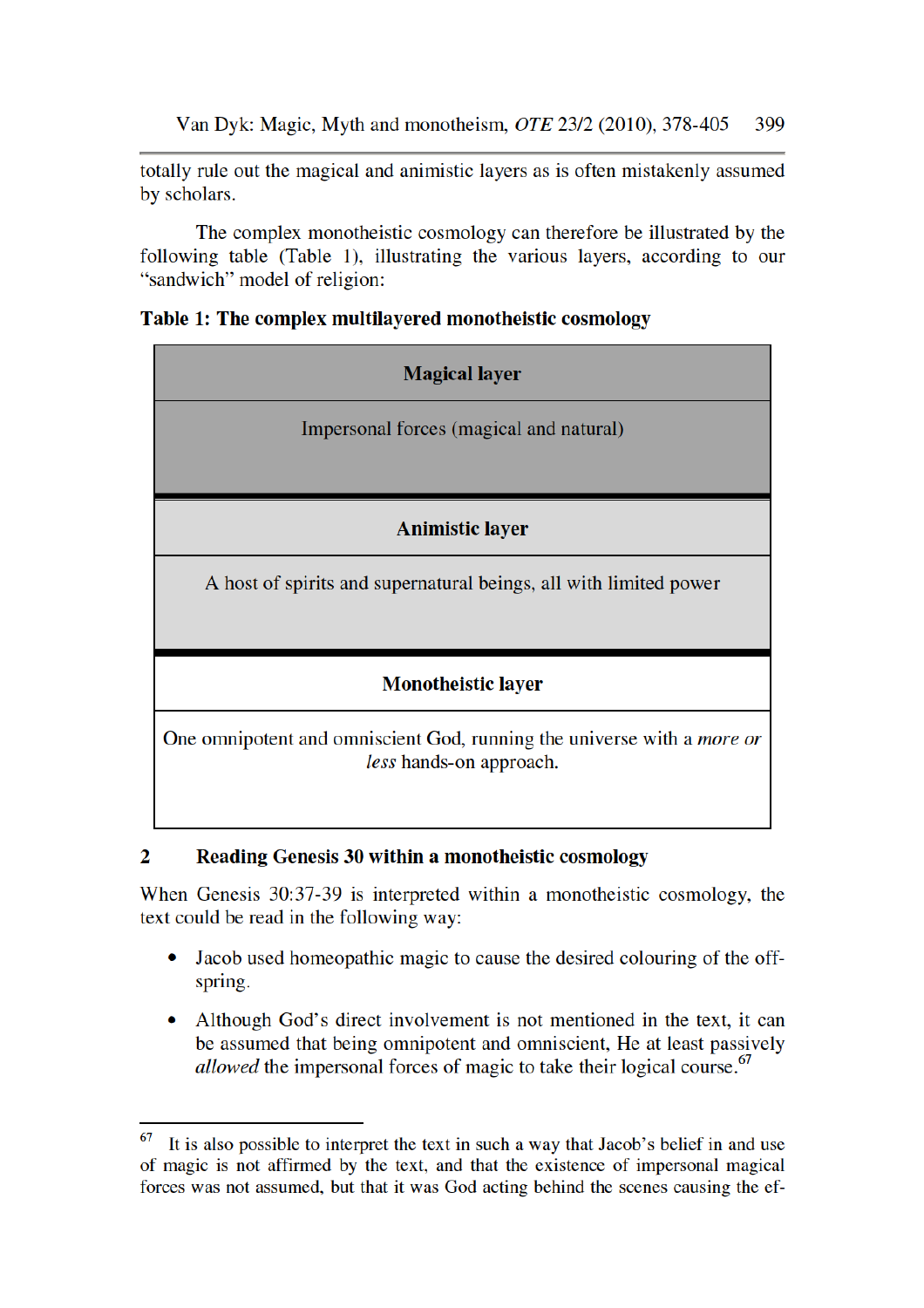totally rule out the magical and animistic layers as is often mistakenly assumed by scholars.

The complex monotheistic cosmology can therefore be illustrated by the following table (Table 1), illustrating the various layers, according to our "sandwich" model of religion:

**Table 1: The complex multilayered monotheistic cosmology**

| |
|---|
| **Magical layer** |
| Impersonal forces (magical and natural) |
| **Animistic layer** |
| A host of spirits and supernatural beings, all with limited power |
| **Monotheistic layer** |
| One omnipotent and omniscient God, running the universe with a *more or less* hands-on approach. |

## 2 Reading Genesis 30 within a monotheistic cosmology

When Genesis 30:37-39 is interpreted within a monotheistic cosmology, the text could be read in the following way:

- Jacob used homeopathic magic to cause the desired colouring of the offspring.
- Although God's direct involvement is not mentioned in the text, it can be assumed that being omnipotent and omniscient, He at least passively *allowed* the impersonal forces of magic to take their logical course.[67]

---

[67] It is also possible to interpret the text in such a way that Jacob's belief in and use of magic is not affirmed by the text, and that the existence of impersonal magical forces was not assumed, but that it was God acting behind the scenes causing the ef-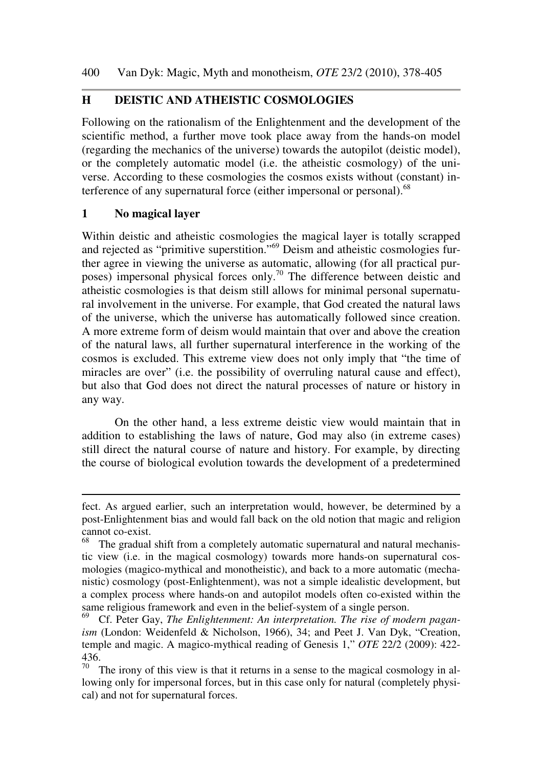## H DEISTIC AND ATHEISTIC COSMOLOGIES

Following on the rationalism of the Enlightenment and the development of the scientific method, a further move took place away from the hands-on model (regarding the mechanics of the universe) towards the autopilot (deistic model), or the completely automatic model (i.e. the atheistic cosmology) of the universe. According to these cosmologies the cosmos exists without (constant) interference of any supernatural force (either impersonal or personal).[68]

### 1 No magical layer

Within deistic and atheistic cosmologies the magical layer is totally scrapped and rejected as "primitive superstition."[69] Deism and atheistic cosmologies further agree in viewing the universe as automatic, allowing (for all practical purposes) impersonal physical forces only.[70] The difference between deistic and atheistic cosmologies is that deism still allows for minimal personal supernatural involvement in the universe. For example, that God created the natural laws of the universe, which the universe has automatically followed since creation. A more extreme form of deism would maintain that over and above the creation of the natural laws, all further supernatural interference in the working of the cosmos is excluded. This extreme view does not only imply that "the time of miracles are over" (i.e. the possibility of overruling natural cause and effect), but also that God does not direct the natural processes of nature or history in any way.

On the other hand, a less extreme deistic view would maintain that in addition to establishing the laws of nature, God may also (in extreme cases) still direct the natural course of nature and history. For example, by directing the course of biological evolution towards the development of a predetermined

---

fect. As argued earlier, such an interpretation would, however, be determined by a post-Enlightenment bias and would fall back on the old notion that magic and religion cannot co-exist.

[68] The gradual shift from a completely automatic supernatural and natural mechanistic view (i.e. in the magical cosmology) towards more hands-on supernatural cosmologies (magico-mythical and monotheistic), and back to a more automatic (mechanistic) cosmology (post-Enlightenment), was not a simple idealistic development, but a complex process where hands-on and autopilot models often co-existed within the same religious framework and even in the belief-system of a single person.

[69] Cf. Peter Gay, *The Enlightenment: An interpretation. The rise of modern paganism* (London: Weidenfeld & Nicholson, 1966), 34; and Peet J. Van Dyk, "Creation, temple and magic. A magico-mythical reading of Genesis 1," *OTE* 22/2 (2009): 422-436.

[70] The irony of this view is that it returns in a sense to the magical cosmology in allowing only for impersonal forces, but in this case only for natural (completely physical) and not for supernatural forces.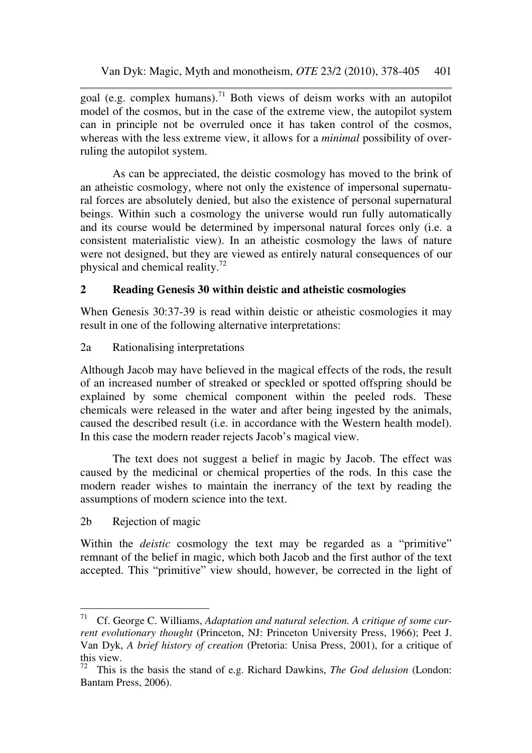goal (e.g. complex humans).[71] Both views of deism works with an autopilot model of the cosmos, but in the case of the extreme view, the autopilot system can in principle not be overruled once it has taken control of the cosmos, whereas with the less extreme view, it allows for a *minimal* possibility of overruling the autopilot system.

As can be appreciated, the deistic cosmology has moved to the brink of an atheistic cosmology, where not only the existence of impersonal supernatural forces are absolutely denied, but also the existence of personal supernatural beings. Within such a cosmology the universe would run fully automatically and its course would be determined by impersonal natural forces only (i.e. a consistent materialistic view). In an atheistic cosmology the laws of nature were not designed, but they are viewed as entirely natural consequences of our physical and chemical reality.[72]

## 2 Reading Genesis 30 within deistic and atheistic cosmologies

When Genesis 30:37-39 is read within deistic or atheistic cosmologies it may result in one of the following alternative interpretations:

### 2a Rationalising interpretations

Although Jacob may have believed in the magical effects of the rods, the result of an increased number of streaked or speckled or spotted offspring should be explained by some chemical component within the peeled rods. These chemicals were released in the water and after being ingested by the animals, caused the described result (i.e. in accordance with the Western health model). In this case the modern reader rejects Jacob's magical view.

The text does not suggest a belief in magic by Jacob. The effect was caused by the medicinal or chemical properties of the rods. In this case the modern reader wishes to maintain the inerrancy of the text by reading the assumptions of modern science into the text.

### 2b Rejection of magic

Within the *deistic* cosmology the text may be regarded as a "primitive" remnant of the belief in magic, which both Jacob and the first author of the text accepted. This "primitive" view should, however, be corrected in the light of

---

[71] Cf. George C. Williams, *Adaptation and natural selection. A critique of some current evolutionary thought* (Princeton, NJ: Princeton University Press, 1966); Peet J. Van Dyk, *A brief history of creation* (Pretoria: Unisa Press, 2001), for a critique of this view.

[72] This is the basis the stand of e.g. Richard Dawkins, *The God delusion* (London: Bantam Press, 2006).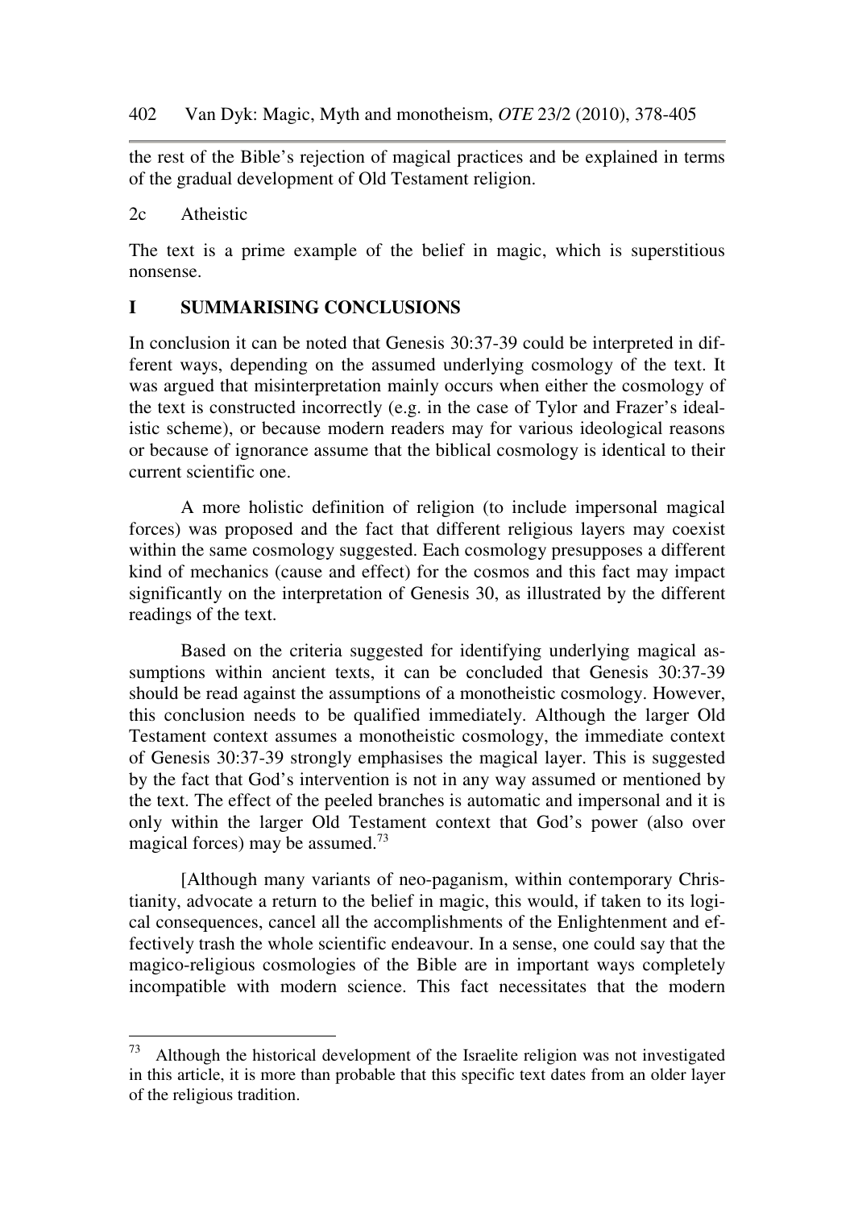the rest of the Bible's rejection of magical practices and be explained in terms of the gradual development of Old Testament religion.

2c Atheistic

The text is a prime example of the belief in magic, which is superstitious nonsense.

## I SUMMARISING CONCLUSIONS

In conclusion it can be noted that Genesis 30:37-39 could be interpreted in different ways, depending on the assumed underlying cosmology of the text. It was argued that misinterpretation mainly occurs when either the cosmology of the text is constructed incorrectly (e.g. in the case of Tylor and Frazer's idealistic scheme), or because modern readers may for various ideological reasons or because of ignorance assume that the biblical cosmology is identical to their current scientific one.

A more holistic definition of religion (to include impersonal magical forces) was proposed and the fact that different religious layers may coexist within the same cosmology suggested. Each cosmology presupposes a different kind of mechanics (cause and effect) for the cosmos and this fact may impact significantly on the interpretation of Genesis 30, as illustrated by the different readings of the text.

Based on the criteria suggested for identifying underlying magical assumptions within ancient texts, it can be concluded that Genesis 30:37-39 should be read against the assumptions of a monotheistic cosmology. However, this conclusion needs to be qualified immediately. Although the larger Old Testament context assumes a monotheistic cosmology, the immediate context of Genesis 30:37-39 strongly emphasises the magical layer. This is suggested by the fact that God's intervention is not in any way assumed or mentioned by the text. The effect of the peeled branches is automatic and impersonal and it is only within the larger Old Testament context that God's power (also over magical forces) may be assumed.[73]

[Although many variants of neo-paganism, within contemporary Christianity, advocate a return to the belief in magic, this would, if taken to its logical consequences, cancel all the accomplishments of the Enlightenment and effectively trash the whole scientific endeavour. In a sense, one could say that the magico-religious cosmologies of the Bible are in important ways completely incompatible with modern science. This fact necessitates that the modern

---

[73] Although the historical development of the Israelite religion was not investigated in this article, it is more than probable that this specific text dates from an older layer of the religious tradition.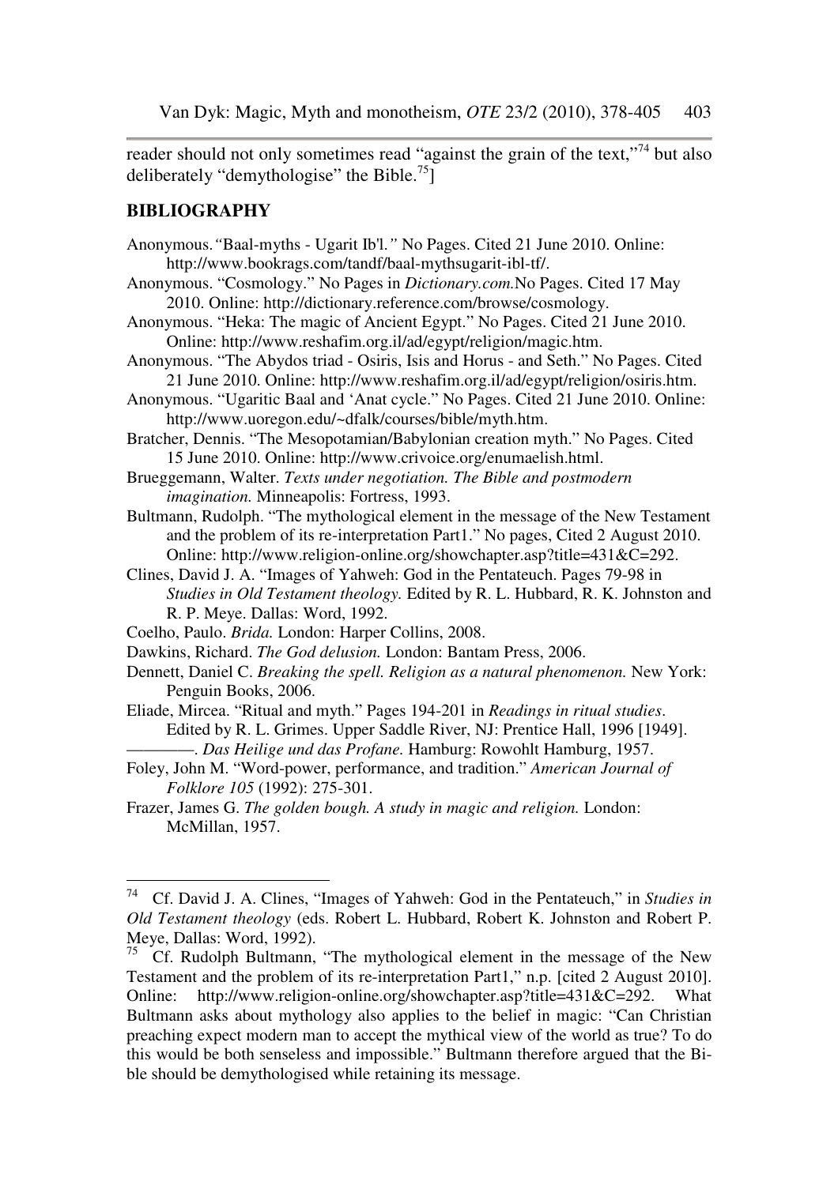reader should not only sometimes read "against the grain of the text,"[74] but also deliberately "demythologise" the Bible.[75]]

## BIBLIOGRAPHY

Anonymous. *"*Baal-myths - Ugarit Ib'l.*"* No Pages. Cited 21 June 2010. Online: http://www.bookrags.com/tandf/baal-mythsugarit-ibl-tf/.

Anonymous. "Cosmology." No Pages in *Dictionary.com.*No Pages. Cited 17 May 2010. Online: http://dictionary.reference.com/browse/cosmology.

Anonymous. "Heka: The magic of Ancient Egypt." No Pages. Cited 21 June 2010. Online: http://www.reshafim.org.il/ad/egypt/religion/magic.htm.

Anonymous. "The Abydos triad - Osiris, Isis and Horus - and Seth." No Pages. Cited 21 June 2010. Online: http://www.reshafim.org.il/ad/egypt/religion/osiris.htm.

Anonymous. "Ugaritic Baal and 'Anat cycle." No Pages. Cited 21 June 2010. Online: http://www.uoregon.edu/~dfalk/courses/bible/myth.htm.

Bratcher, Dennis. "The Mesopotamian/Babylonian creation myth." No Pages. Cited 15 June 2010. Online: http://www.crivoice.org/enumaelish.html.

Brueggemann, Walter. *Texts under negotiation. The Bible and postmodern imagination.* Minneapolis: Fortress, 1993.

Bultmann, Rudolph. "The mythological element in the message of the New Testament and the problem of its re-interpretation Part1." No pages, Cited 2 August 2010. Online: http://www.religion-online.org/showchapter.asp?title=431&C=292.

Clines, David J. A. "Images of Yahweh: God in the Pentateuch. Pages 79-98 in *Studies in Old Testament theology.* Edited by R. L. Hubbard, R. K. Johnston and R. P. Meye. Dallas: Word, 1992.

Coelho, Paulo. *Brida.* London: Harper Collins, 2008.

Dawkins, Richard. *The God delusion.* London: Bantam Press, 2006.

Dennett, Daniel C. *Breaking the spell. Religion as a natural phenomenon.* New York: Penguin Books, 2006.

Eliade, Mircea. "Ritual and myth." Pages 194-201 in *Readings in ritual studies*. Edited by R. L. Grimes. Upper Saddle River, NJ: Prentice Hall, 1996 [1949].

————. *Das Heilige und das Profane.* Hamburg: Rowohlt Hamburg, 1957.

Foley, John M. "Word-power, performance, and tradition." *American Journal of Folklore 105* (1992): 275-301.

Frazer, James G. *The golden bough. A study in magic and religion.* London: McMillan, 1957.

---

[74] Cf. David J. A. Clines, "Images of Yahweh: God in the Pentateuch," in *Studies in Old Testament theology* (eds. Robert L. Hubbard, Robert K. Johnston and Robert P. Meye, Dallas: Word, 1992).

[75] Cf. Rudolph Bultmann, "The mythological element in the message of the New Testament and the problem of its re-interpretation Part1," n.p. [cited 2 August 2010]. Online: http://www.religion-online.org/showchapter.asp?title=431&C=292. What Bultmann asks about mythology also applies to the belief in magic: "Can Christian preaching expect modern man to accept the mythical view of the world as true? To do this would be both senseless and impossible." Bultmann therefore argued that the Bible should be demythologised while retaining its message.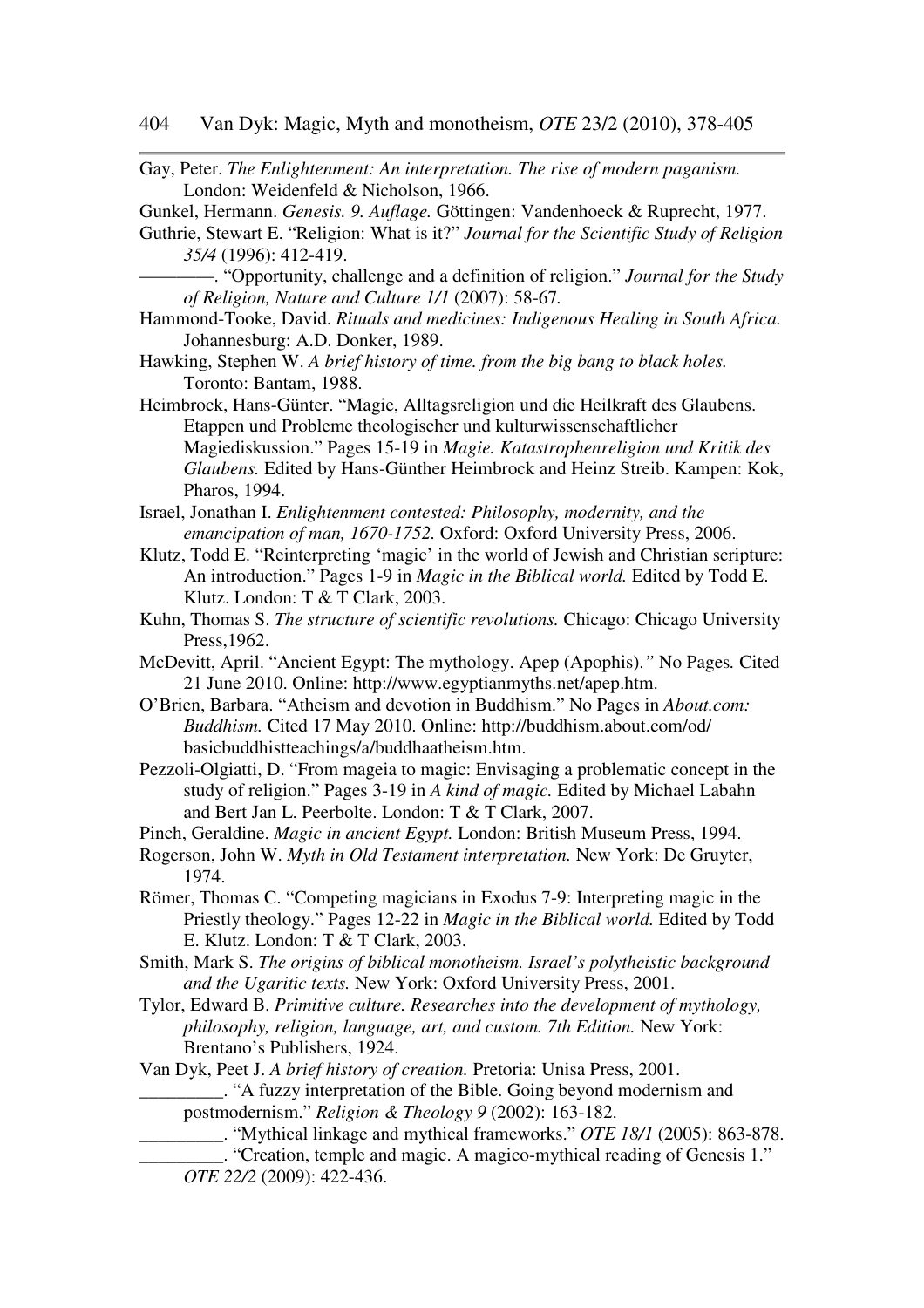Gay, Peter. *The Enlightenment: An interpretation. The rise of modern paganism.* London: Weidenfeld & Nicholson, 1966.

Gunkel, Hermann. *Genesis. 9. Auflage.* Göttingen: Vandenhoeck & Ruprecht, 1977.

Guthrie, Stewart E. "Religion: What is it?" *Journal for the Scientific Study of Religion 35/4* (1996): 412-419.

———. "Opportunity, challenge and a definition of religion." *Journal for the Study of Religion, Nature and Culture 1/1* (2007): 58-67.

Hammond-Tooke, David. *Rituals and medicines: Indigenous Healing in South Africa.* Johannesburg: A.D. Donker, 1989.

Hawking, Stephen W. *A brief history of time. from the big bang to black holes.* Toronto: Bantam, 1988.

Heimbrock, Hans-Günter. "Magie, Alltagsreligion und die Heilkraft des Glaubens. Etappen und Probleme theologischer und kulturwissenschaftlicher Magiediskussion." Pages 15-19 in *Magie. Katastrophenreligion und Kritik des Glaubens.* Edited by Hans-Günther Heimbrock and Heinz Streib. Kampen: Kok, Pharos, 1994.

Israel, Jonathan I. *Enlightenment contested: Philosophy, modernity, and the emancipation of man, 1670-1752.* Oxford: Oxford University Press, 2006.

Klutz, Todd E. "Reinterpreting 'magic' in the world of Jewish and Christian scripture: An introduction." Pages 1-9 in *Magic in the Biblical world.* Edited by Todd E. Klutz. London: T & T Clark, 2003.

Kuhn, Thomas S. *The structure of scientific revolutions.* Chicago: Chicago University Press,1962.

McDevitt, April. "Ancient Egypt: The mythology. Apep (Apophis)*."* No Pages*.* Cited 21 June 2010. Online: http://www.egyptianmyths.net/apep.htm.

O'Brien, Barbara. "Atheism and devotion in Buddhism." No Pages in *About.com: Buddhism.* Cited 17 May 2010. Online: http://buddhism.about.com/od/basicbuddhistteachings/a/buddhaatheism.htm.

Pezzoli-Olgiatti, D. "From mageia to magic: Envisaging a problematic concept in the study of religion." Pages 3-19 in *A kind of magic.* Edited by Michael Labahn and Bert Jan L. Peerbolte. London: T & T Clark, 2007.

Pinch, Geraldine. *Magic in ancient Egypt.* London: British Museum Press, 1994.

Rogerson, John W. *Myth in Old Testament interpretation.* New York: De Gruyter, 1974.

Römer, Thomas C. "Competing magicians in Exodus 7-9: Interpreting magic in the Priestly theology." Pages 12-22 in *Magic in the Biblical world.* Edited by Todd E. Klutz. London: T & T Clark, 2003.

Smith, Mark S. *The origins of biblical monotheism. Israel's polytheistic background and the Ugaritic texts.* New York: Oxford University Press, 2001.

Tylor, Edward B. *Primitive culture. Researches into the development of mythology, philosophy, religion, language, art, and custom. 7th Edition.* New York: Brentano's Publishers, 1924.

Van Dyk, Peet J. *A brief history of creation.* Pretoria: Unisa Press, 2001.

_________. "A fuzzy interpretation of the Bible. Going beyond modernism and postmodernism." *Religion & Theology 9* (2002): 163-182.

_________. "Mythical linkage and mythical frameworks." *OTE 18/1* (2005): 863-878.

_________. "Creation, temple and magic. A magico-mythical reading of Genesis 1." *OTE 22/2* (2009): 422-436.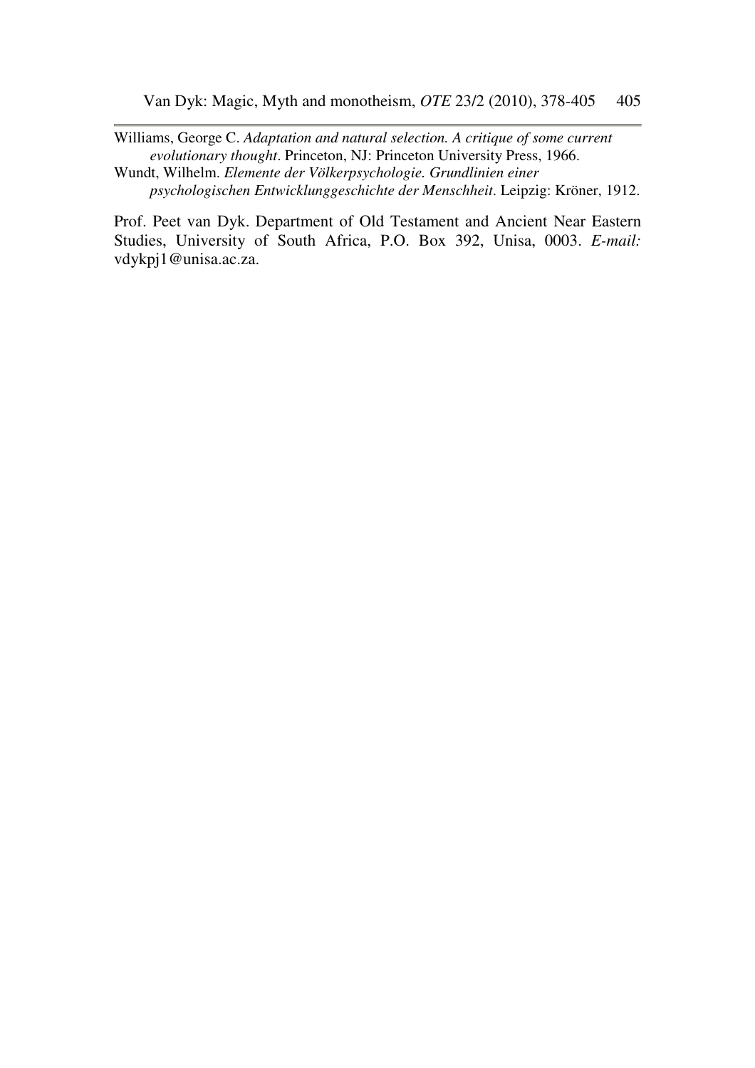Williams, George C. *Adaptation and natural selection. A critique of some current evolutionary thought*. Princeton, NJ: Princeton University Press, 1966.

Wundt, Wilhelm. *Elemente der Völkerpsychologie. Grundlinien einer psychologischen Entwicklunggeschichte der Menschheit*. Leipzig: Kröner, 1912.

Prof. Peet van Dyk. Department of Old Testament and Ancient Near Eastern Studies, University of South Africa, P.O. Box 392, Unisa, 0003. *E-mail:* vdykpj1@unisa.ac.za.